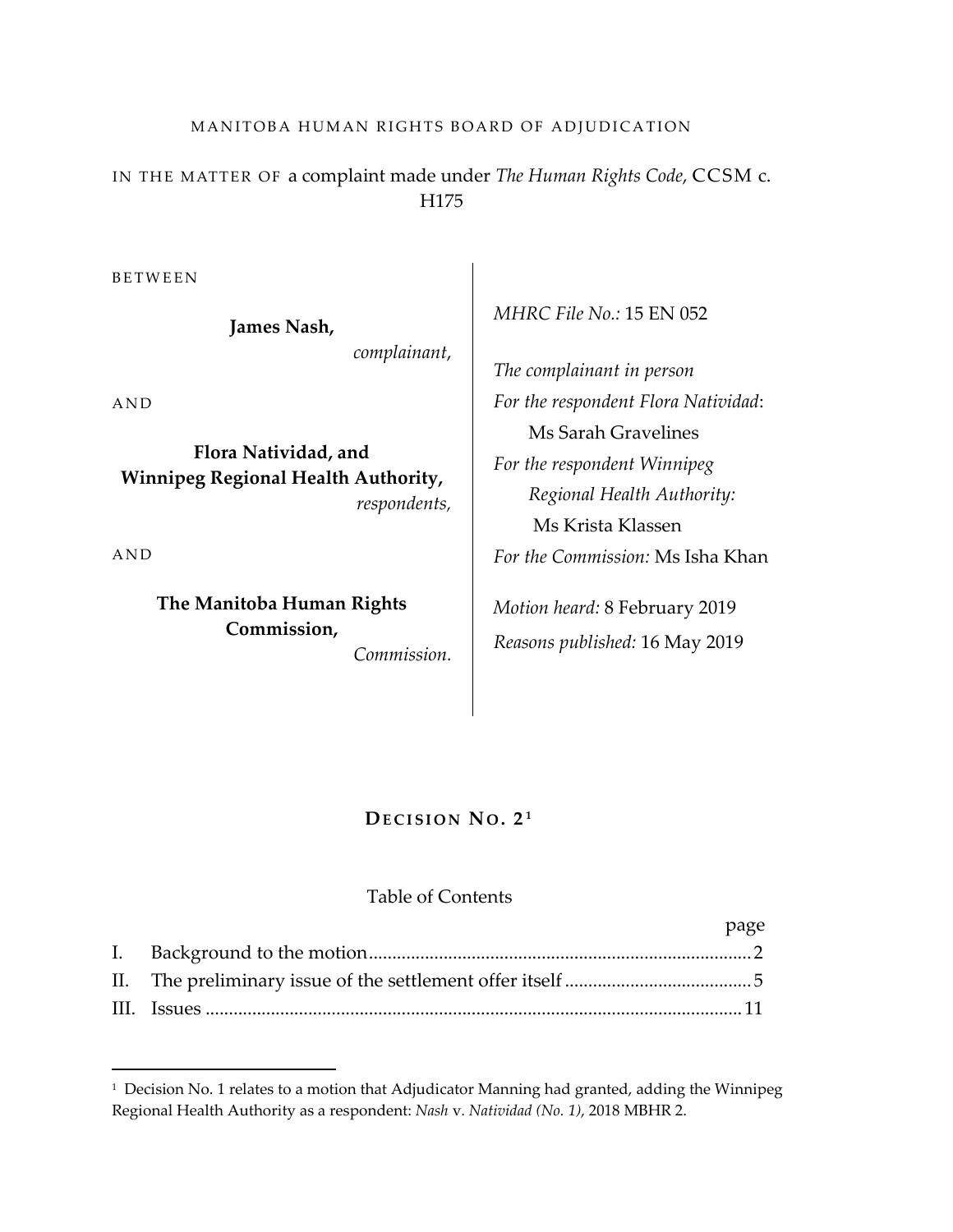MANITOBA HUMAN RIGHTS BOARD OF ADJUDICATION

IN THE MATTER OF a complaint made under *The Human Rights Code*, CCSM c. H175

BETWEEN

**James Nash,**
*complainant,*

AND

**Flora Natividad, and**
**Winnipeg Regional Health Authority,**
*respondents,*

AND

**The Manitoba Human Rights Commission,**
*Commission.*

*MHRC File No.:* 15 EN 052

*The complainant in person*
*For the respondent Flora Natividad*: Ms Sarah Gravelines
*For the respondent Winnipeg Regional Health Authority:* Ms Krista Klassen
*For the Commission:* Ms Isha Khan

*Motion heard:* 8 February 2019
*Reasons published:* 16 May 2019

## DECISION NO. 2[1]

Table of Contents

| | | page |
|---|---|---|
| I. | Background to the motion | 2 |
| II. | The preliminary issue of the settlement offer itself | 5 |
| III. | Issues | 11 |

---

[1] Decision No. 1 relates to a motion that Adjudicator Manning had granted, adding the Winnipeg Regional Health Authority as a respondent: *Nash* v. *Natividad (No. 1)*, 2018 MBHR 2.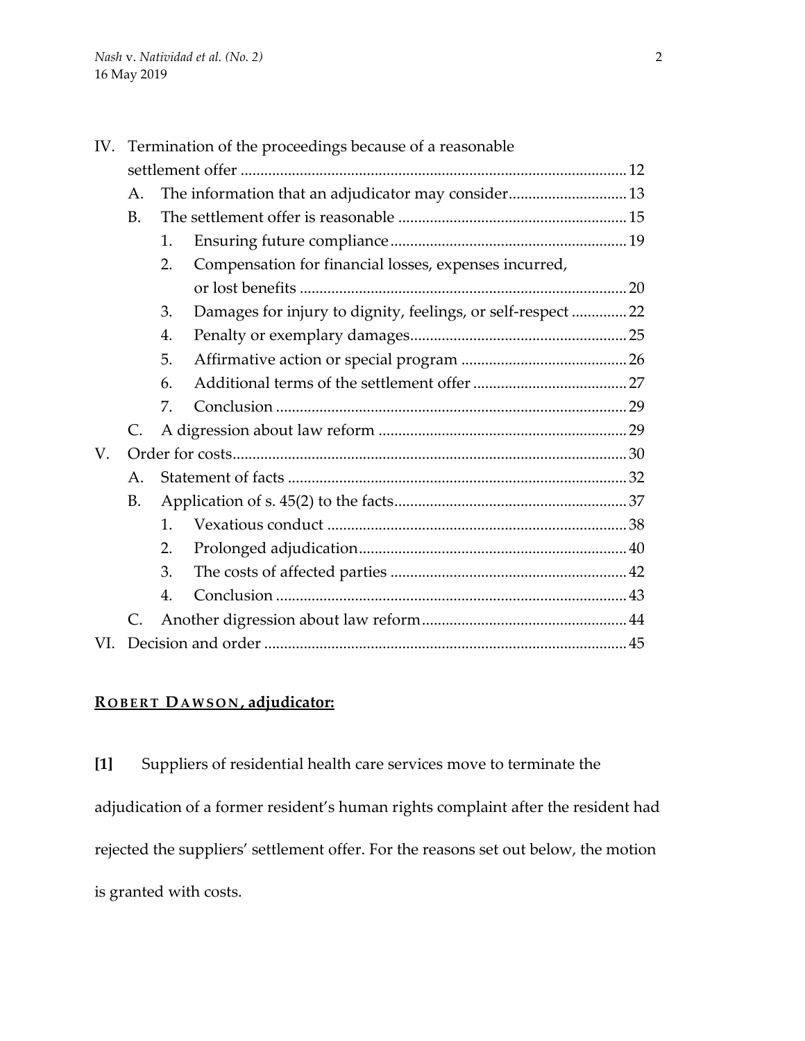IV. Termination of the proceedings because of a reasonable settlement offer ..... 12
   A. The information that an adjudicator may consider ..... 13
   B. The settlement offer is reasonable ..... 15
      1. Ensuring future compliance ..... 19
      2. Compensation for financial losses, expenses incurred, or lost benefits ..... 20
      3. Damages for injury to dignity, feelings, or self-respect ..... 22
      4. Penalty or exemplary damages ..... 25
      5. Affirmative action or special program ..... 26
      6. Additional terms of the settlement offer ..... 27
      7. Conclusion ..... 29
   C. A digression about law reform ..... 29
V. Order for costs ..... 30
   A. Statement of facts ..... 32
   B. Application of s. 45(2) to the facts ..... 37
      1. Vexatious conduct ..... 38
      2. Prolonged adjudication ..... 40
      3. The costs of affected parties ..... 42
      4. Conclusion ..... 43
   C. Another digression about law reform ..... 44
VI. Decision and order ..... 45

**ROBERT DAWSON, adjudicator:**

**[1]** Suppliers of residential health care services move to terminate the adjudication of a former resident's human rights complaint after the resident had rejected the suppliers' settlement offer. For the reasons set out below, the motion is granted with costs.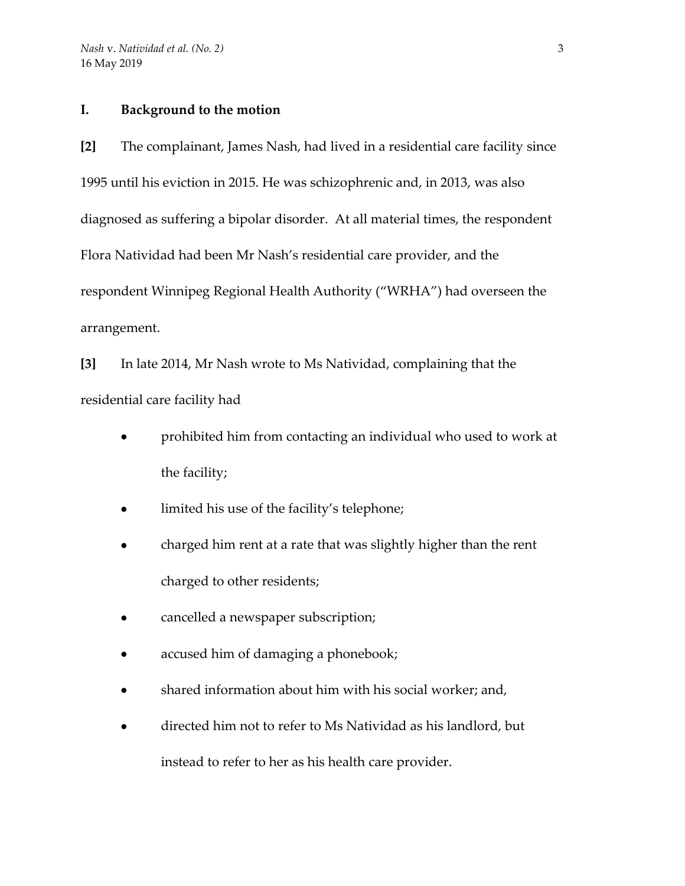## I. Background to the motion

**[2]** The complainant, James Nash, had lived in a residential care facility since 1995 until his eviction in 2015. He was schizophrenic and, in 2013, was also diagnosed as suffering a bipolar disorder. At all material times, the respondent Flora Natividad had been Mr Nash's residential care provider, and the respondent Winnipeg Regional Health Authority ("WRHA") had overseen the arrangement.

**[3]** In late 2014, Mr Nash wrote to Ms Natividad, complaining that the residential care facility had

- prohibited him from contacting an individual who used to work at the facility;
- limited his use of the facility's telephone;
- charged him rent at a rate that was slightly higher than the rent charged to other residents;
- cancelled a newspaper subscription;
- accused him of damaging a phonebook;
- shared information about him with his social worker; and,
- directed him not to refer to Ms Natividad as his landlord, but instead to refer to her as his health care provider.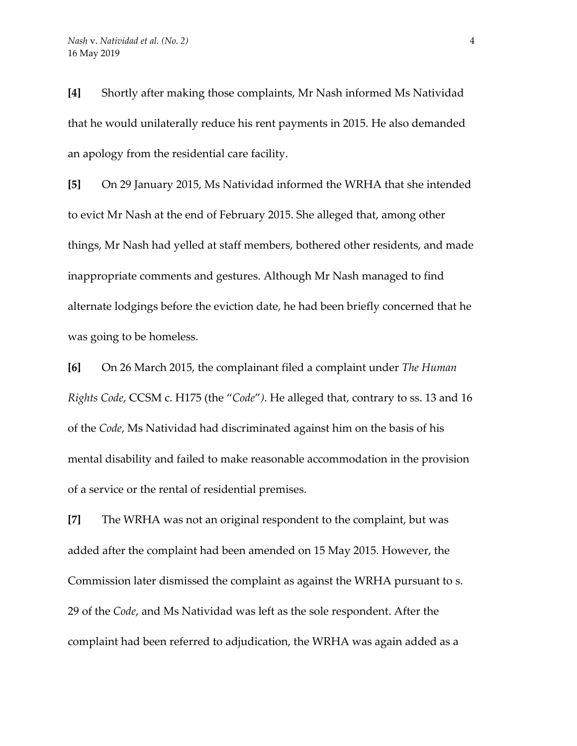**[4]** Shortly after making those complaints, Mr Nash informed Ms Natividad that he would unilaterally reduce his rent payments in 2015. He also demanded an apology from the residential care facility.

**[5]** On 29 January 2015, Ms Natividad informed the WRHA that she intended to evict Mr Nash at the end of February 2015. She alleged that, among other things, Mr Nash had yelled at staff members, bothered other residents, and made inappropriate comments and gestures. Although Mr Nash managed to find alternate lodgings before the eviction date, he had been briefly concerned that he was going to be homeless.

**[6]** On 26 March 2015, the complainant filed a complaint under *The Human Rights Code*, CCSM c. H175 (the "*Code*"). He alleged that, contrary to ss. 13 and 16 of the *Code*, Ms Natividad had discriminated against him on the basis of his mental disability and failed to make reasonable accommodation in the provision of a service or the rental of residential premises.

**[7]** The WRHA was not an original respondent to the complaint, but was added after the complaint had been amended on 15 May 2015. However, the Commission later dismissed the complaint as against the WRHA pursuant to s. 29 of the *Code*, and Ms Natividad was left as the sole respondent. After the complaint had been referred to adjudication, the WRHA was again added as a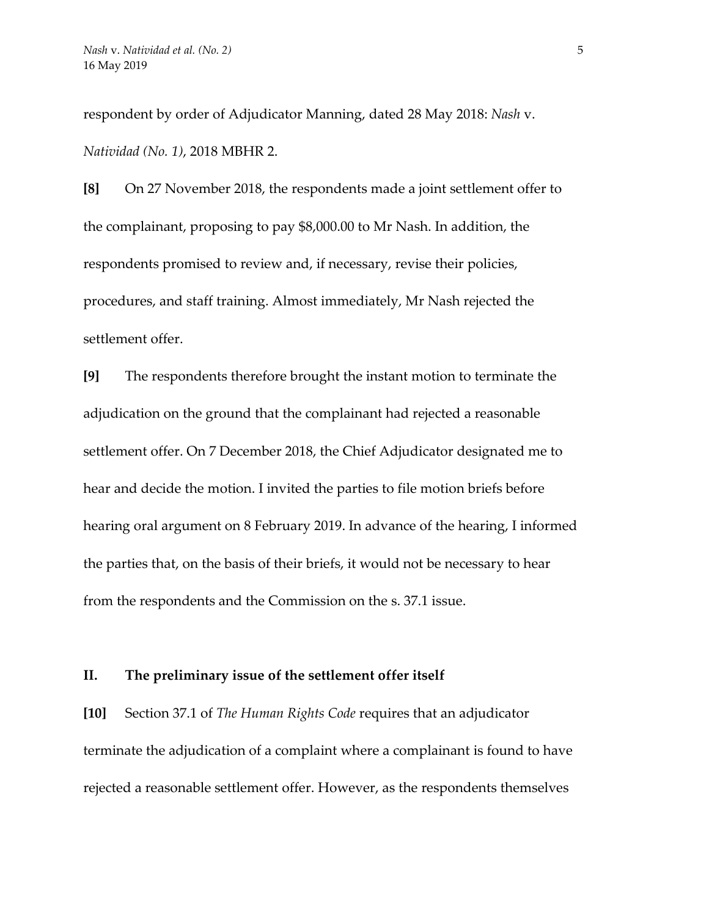respondent by order of Adjudicator Manning, dated 28 May 2018: *Nash* v. *Natividad (No. 1)*, 2018 MBHR 2.

**[8]** On 27 November 2018, the respondents made a joint settlement offer to the complainant, proposing to pay $8,000.00 to Mr Nash. In addition, the respondents promised to review and, if necessary, revise their policies, procedures, and staff training. Almost immediately, Mr Nash rejected the settlement offer.

**[9]** The respondents therefore brought the instant motion to terminate the adjudication on the ground that the complainant had rejected a reasonable settlement offer. On 7 December 2018, the Chief Adjudicator designated me to hear and decide the motion. I invited the parties to file motion briefs before hearing oral argument on 8 February 2019. In advance of the hearing, I informed the parties that, on the basis of their briefs, it would not be necessary to hear from the respondents and the Commission on the s. 37.1 issue.

## II. The preliminary issue of the settlement offer itself

**[10]** Section 37.1 of *The Human Rights Code* requires that an adjudicator terminate the adjudication of a complaint where a complainant is found to have rejected a reasonable settlement offer. However, as the respondents themselves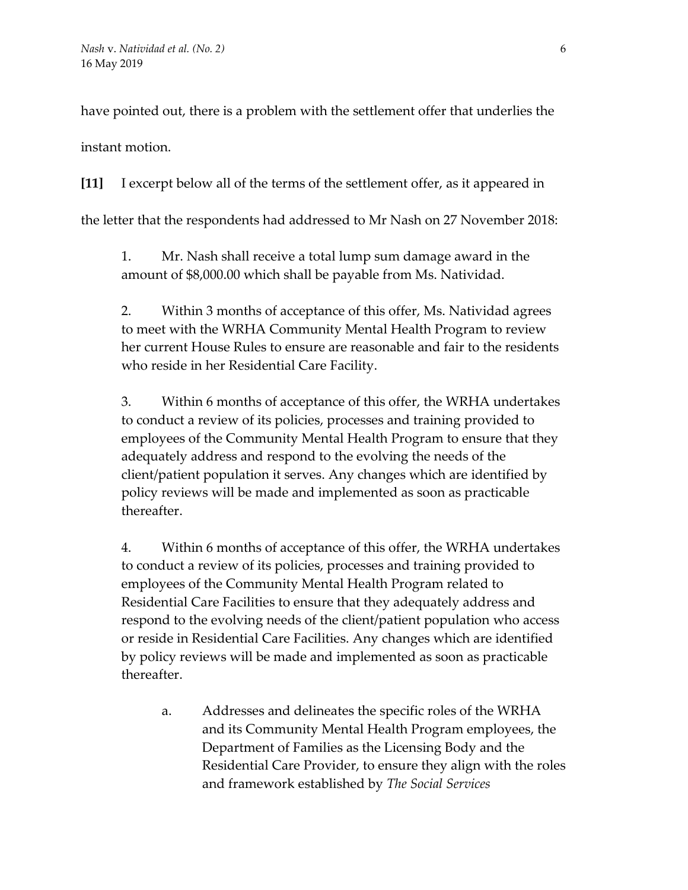have pointed out, there is a problem with the settlement offer that underlies the instant motion.

**[11]** I excerpt below all of the terms of the settlement offer, as it appeared in the letter that the respondents had addressed to Mr Nash on 27 November 2018:

> 1. Mr. Nash shall receive a total lump sum damage award in the amount of $8,000.00 which shall be payable from Ms. Natividad.
>
> 2. Within 3 months of acceptance of this offer, Ms. Natividad agrees to meet with the WRHA Community Mental Health Program to review her current House Rules to ensure are reasonable and fair to the residents who reside in her Residential Care Facility.
>
> 3. Within 6 months of acceptance of this offer, the WRHA undertakes to conduct a review of its policies, processes and training provided to employees of the Community Mental Health Program to ensure that they adequately address and respond to the evolving the needs of the client/patient population it serves. Any changes which are identified by policy reviews will be made and implemented as soon as practicable thereafter.
>
> 4. Within 6 months of acceptance of this offer, the WRHA undertakes to conduct a review of its policies, processes and training provided to employees of the Community Mental Health Program related to Residential Care Facilities to ensure that they adequately address and respond to the evolving needs of the client/patient population who access or reside in Residential Care Facilities. Any changes which are identified by policy reviews will be made and implemented as soon as practicable thereafter.
>
>     a. Addresses and delineates the specific roles of the WRHA and its Community Mental Health Program employees, the Department of Families as the Licensing Body and the Residential Care Provider, to ensure they align with the roles and framework established by *The Social Services*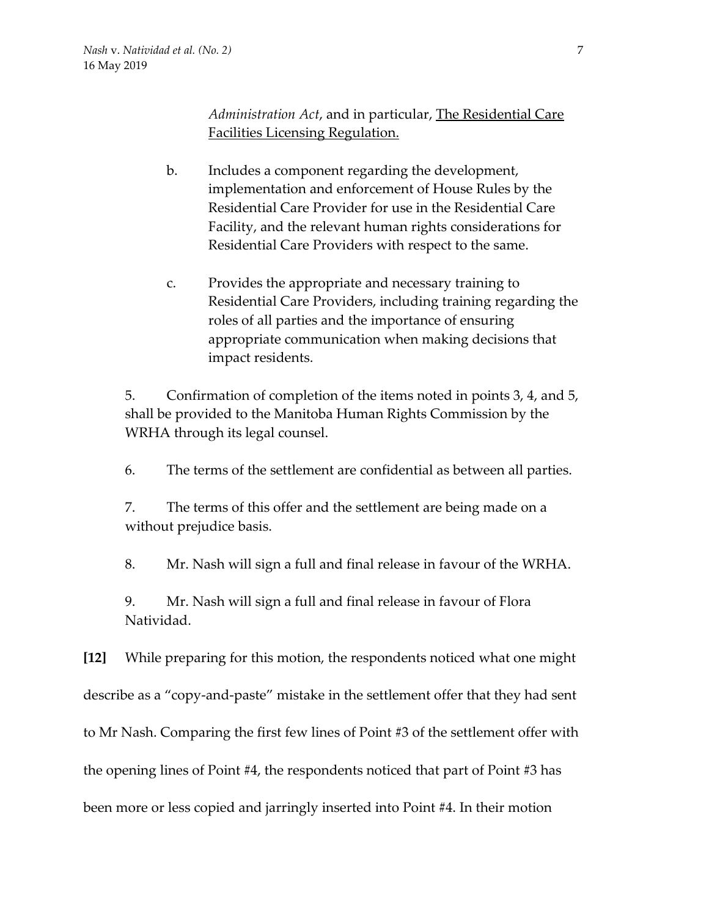*Administration Act*, and in particular, The Residential Care Facilities Licensing Regulation.

b. Includes a component regarding the development, implementation and enforcement of House Rules by the Residential Care Provider for use in the Residential Care Facility, and the relevant human rights considerations for Residential Care Providers with respect to the same.

c. Provides the appropriate and necessary training to Residential Care Providers, including training regarding the roles of all parties and the importance of ensuring appropriate communication when making decisions that impact residents.

5. Confirmation of completion of the items noted in points 3, 4, and 5, shall be provided to the Manitoba Human Rights Commission by the WRHA through its legal counsel.

6. The terms of the settlement are confidential as between all parties.

7. The terms of this offer and the settlement are being made on a without prejudice basis.

8. Mr. Nash will sign a full and final release in favour of the WRHA.

9. Mr. Nash will sign a full and final release in favour of Flora Natividad.

**[12]** While preparing for this motion, the respondents noticed what one might describe as a "copy-and-paste" mistake in the settlement offer that they had sent to Mr Nash. Comparing the first few lines of Point #3 of the settlement offer with the opening lines of Point #4, the respondents noticed that part of Point #3 has been more or less copied and jarringly inserted into Point #4. In their motion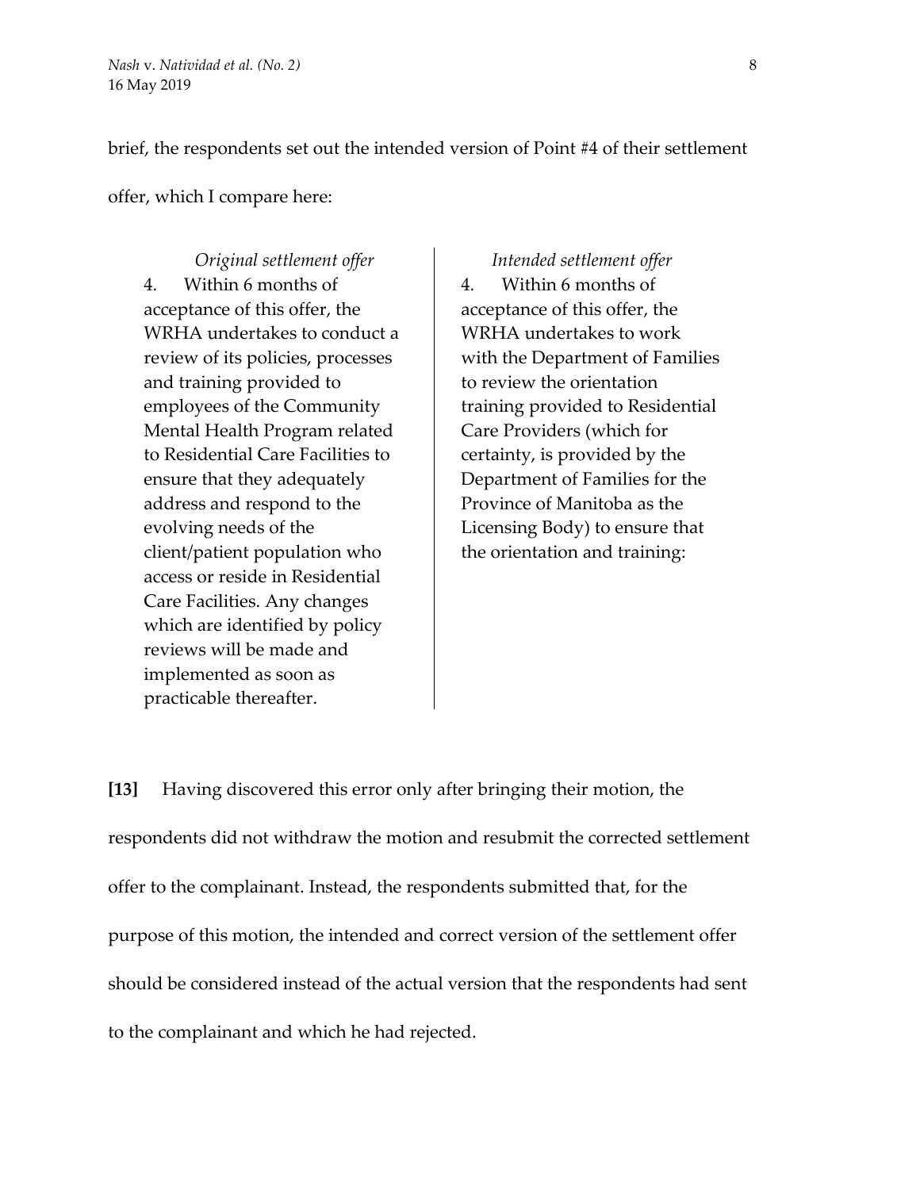brief, the respondents set out the intended version of Point #4 of their settlement offer, which I compare here:

| *Original settlement offer* | *Intended settlement offer* |
|---|---|
| 4. Within 6 months of acceptance of this offer, the WRHA undertakes to conduct a review of its policies, processes and training provided to employees of the Community Mental Health Program related to Residential Care Facilities to ensure that they adequately address and respond to the evolving needs of the client/patient population who access or reside in Residential Care Facilities. Any changes which are identified by policy reviews will be made and implemented as soon as practicable thereafter. | 4. Within 6 months of acceptance of this offer, the WRHA undertakes to work with the Department of Families to review the orientation training provided to Residential Care Providers (which for certainty, is provided by the Department of Families for the Province of Manitoba as the Licensing Body) to ensure that the orientation and training: |

**[13]** Having discovered this error only after bringing their motion, the respondents did not withdraw the motion and resubmit the corrected settlement offer to the complainant. Instead, the respondents submitted that, for the purpose of this motion, the intended and correct version of the settlement offer should be considered instead of the actual version that the respondents had sent to the complainant and which he had rejected.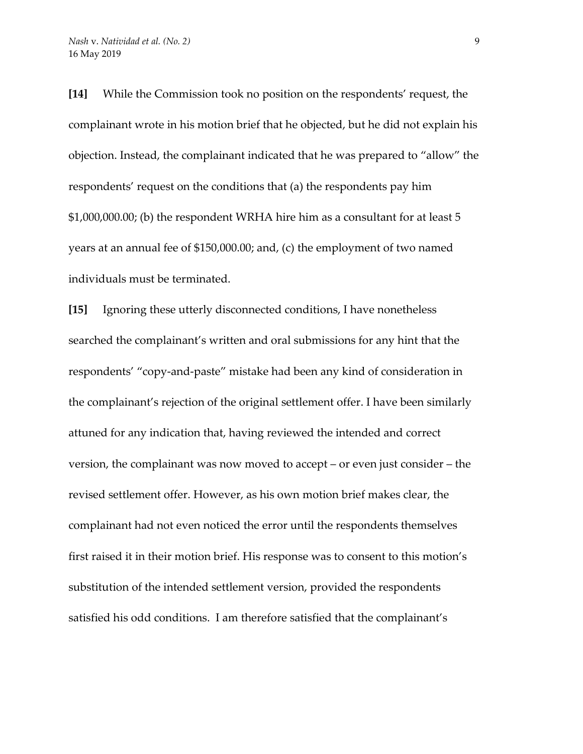**[14]** While the Commission took no position on the respondents' request, the complainant wrote in his motion brief that he objected, but he did not explain his objection. Instead, the complainant indicated that he was prepared to "allow" the respondents' request on the conditions that (a) the respondents pay him $1,000,000.00; (b) the respondent WRHA hire him as a consultant for at least 5 years at an annual fee of $150,000.00; and, (c) the employment of two named individuals must be terminated.

**[15]** Ignoring these utterly disconnected conditions, I have nonetheless searched the complainant's written and oral submissions for any hint that the respondents' "copy-and-paste" mistake had been any kind of consideration in the complainant's rejection of the original settlement offer. I have been similarly attuned for any indication that, having reviewed the intended and correct version, the complainant was now moved to accept – or even just consider – the revised settlement offer. However, as his own motion brief makes clear, the complainant had not even noticed the error until the respondents themselves first raised it in their motion brief. His response was to consent to this motion's substitution of the intended settlement version, provided the respondents satisfied his odd conditions. I am therefore satisfied that the complainant's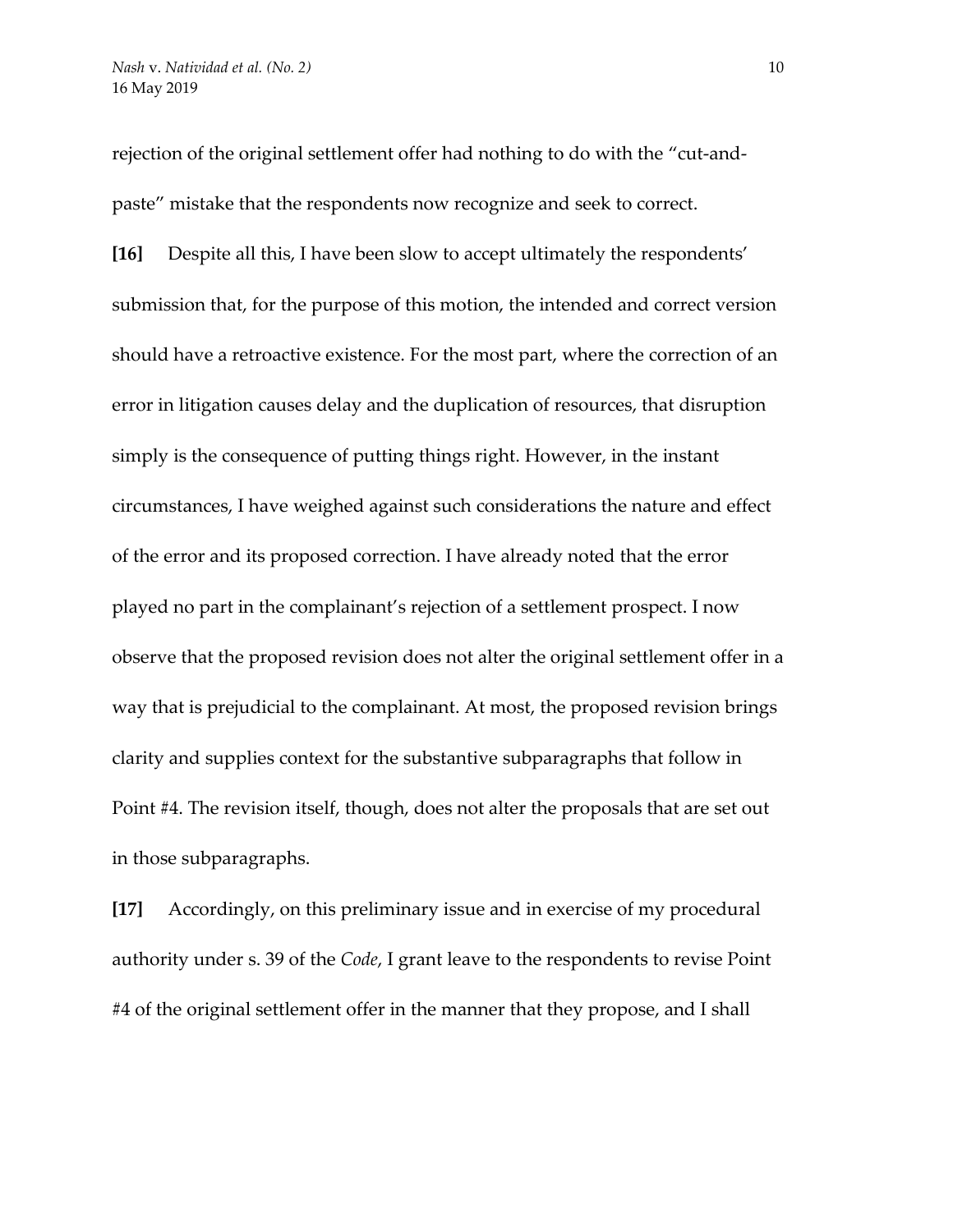rejection of the original settlement offer had nothing to do with the "cut-and-paste" mistake that the respondents now recognize and seek to correct.

**[16]** Despite all this, I have been slow to accept ultimately the respondents' submission that, for the purpose of this motion, the intended and correct version should have a retroactive existence. For the most part, where the correction of an error in litigation causes delay and the duplication of resources, that disruption simply is the consequence of putting things right. However, in the instant circumstances, I have weighed against such considerations the nature and effect of the error and its proposed correction. I have already noted that the error played no part in the complainant's rejection of a settlement prospect. I now observe that the proposed revision does not alter the original settlement offer in a way that is prejudicial to the complainant. At most, the proposed revision brings clarity and supplies context for the substantive subparagraphs that follow in Point #4. The revision itself, though, does not alter the proposals that are set out in those subparagraphs.

**[17]** Accordingly, on this preliminary issue and in exercise of my procedural authority under s. 39 of the *Code*, I grant leave to the respondents to revise Point #4 of the original settlement offer in the manner that they propose, and I shall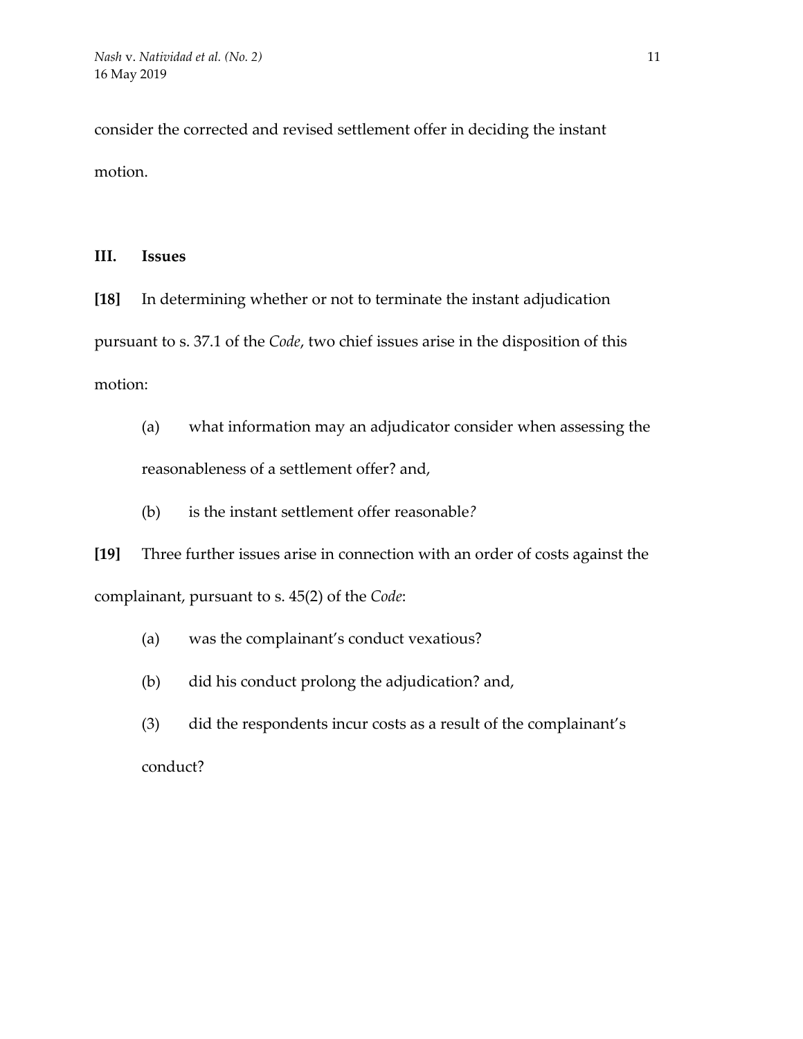consider the corrected and revised settlement offer in deciding the instant motion.

## III. Issues

**[18]** In determining whether or not to terminate the instant adjudication pursuant to s. 37.1 of the *Code*, two chief issues arise in the disposition of this motion:

(a) what information may an adjudicator consider when assessing the reasonableness of a settlement offer? and,

(b) is the instant settlement offer reasonable?

**[19]** Three further issues arise in connection with an order of costs against the complainant, pursuant to s. 45(2) of the *Code*:

(a) was the complainant's conduct vexatious?

(b) did his conduct prolong the adjudication? and,

(3) did the respondents incur costs as a result of the complainant's conduct?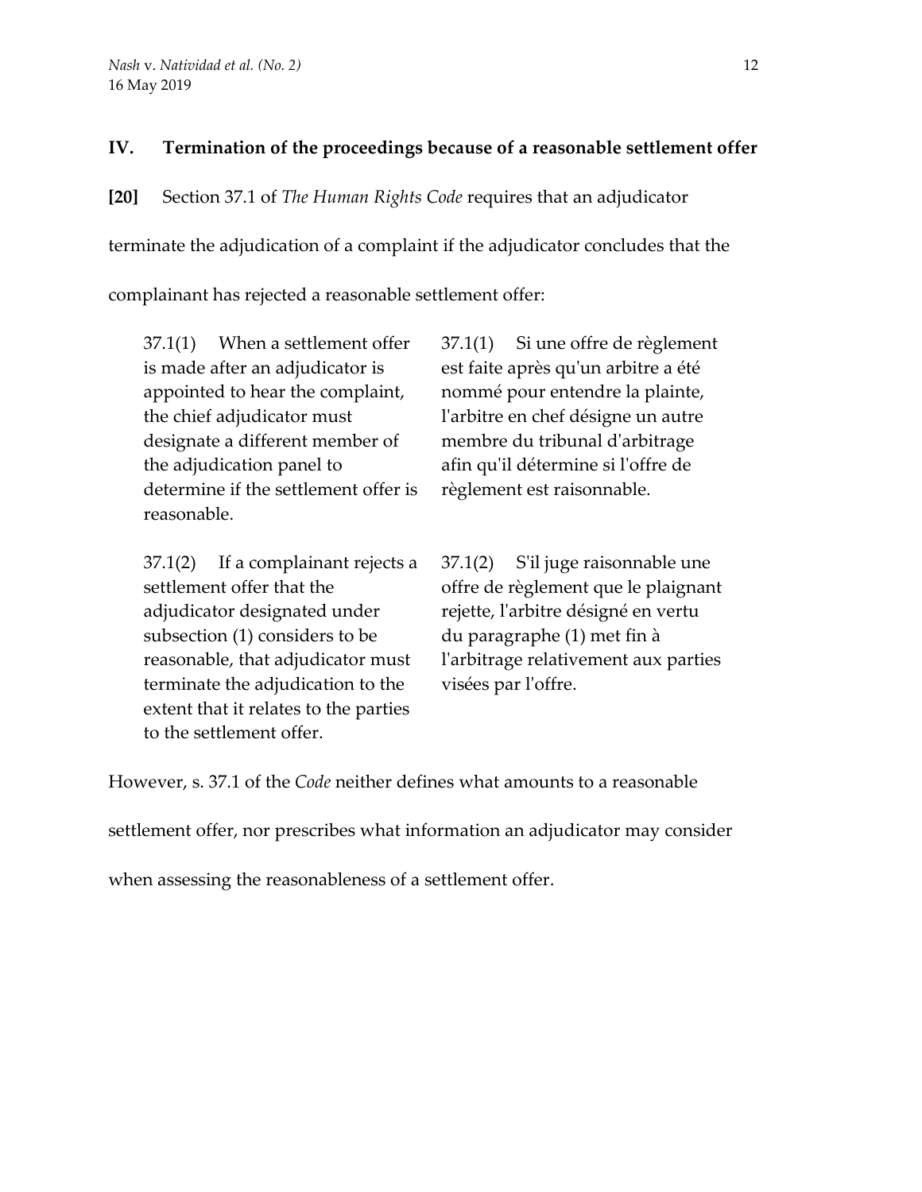## IV. Termination of the proceedings because of a reasonable settlement offer

**[20]** Section 37.1 of *The Human Rights Code* requires that an adjudicator terminate the adjudication of a complaint if the adjudicator concludes that the complainant has rejected a reasonable settlement offer:

| | |
|---|---|
| 37.1(1) When a settlement offer is made after an adjudicator is appointed to hear the complaint, the chief adjudicator must designate a different member of the adjudication panel to determine if the settlement offer is reasonable. | 37.1(1) Si une offre de règlement est faite après qu'un arbitre a été nommé pour entendre la plainte, l'arbitre en chef désigne un autre membre du tribunal d'arbitrage afin qu'il détermine si l'offre de règlement est raisonnable. |
| 37.1(2) If a complainant rejects a settlement offer that the adjudicator designated under subsection (1) considers to be reasonable, that adjudicator must terminate the adjudication to the extent that it relates to the parties to the settlement offer. | 37.1(2) S'il juge raisonnable une offre de règlement que le plaignant rejette, l'arbitre désigné en vertu du paragraphe (1) met fin à l'arbitrage relativement aux parties visées par l'offre. |

However, s. 37.1 of the *Code* neither defines what amounts to a reasonable settlement offer, nor prescribes what information an adjudicator may consider when assessing the reasonableness of a settlement offer.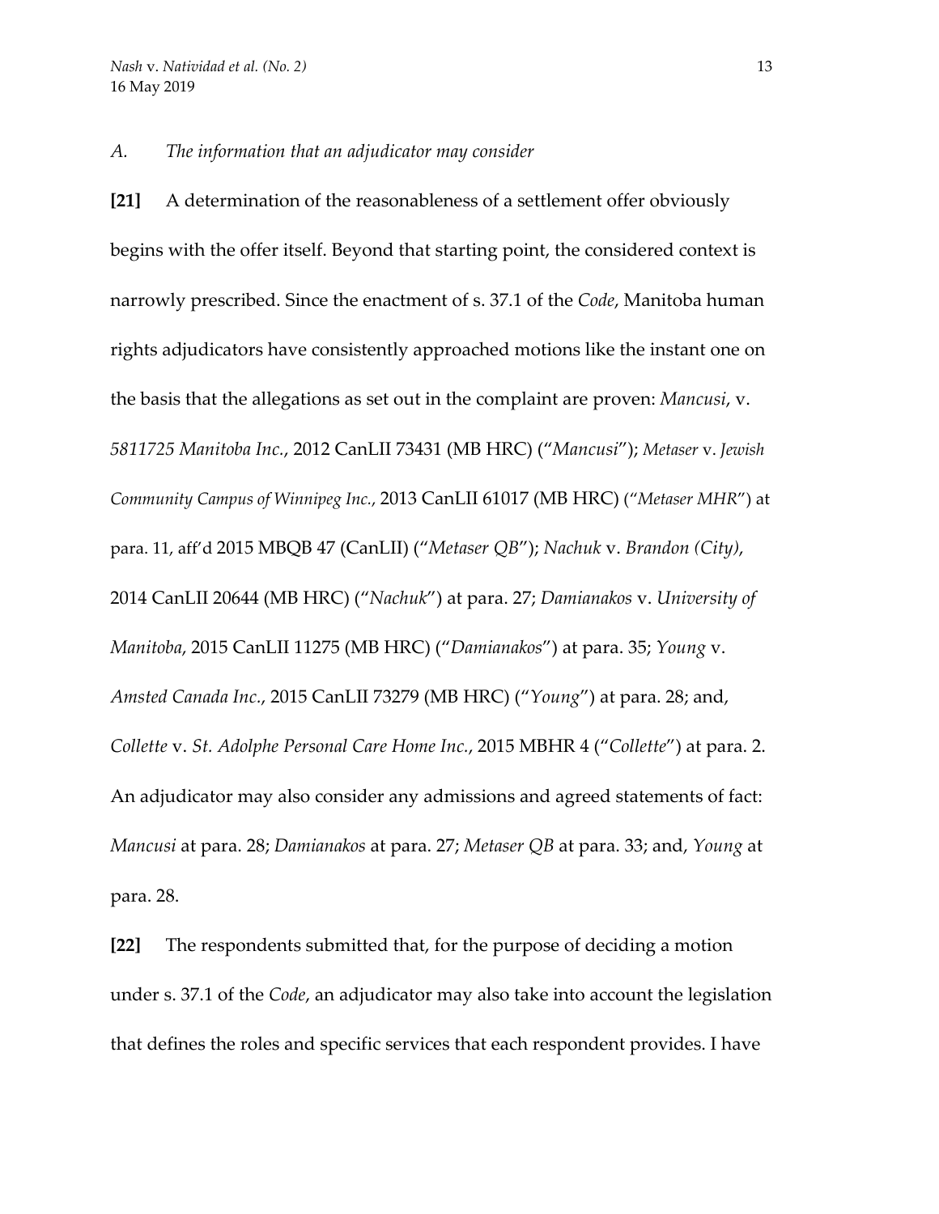*A. The information that an adjudicator may consider*

**[21]** A determination of the reasonableness of a settlement offer obviously begins with the offer itself. Beyond that starting point, the considered context is narrowly prescribed. Since the enactment of s. 37.1 of the *Code*, Manitoba human rights adjudicators have consistently approached motions like the instant one on the basis that the allegations as set out in the complaint are proven: *Mancusi*, v. *5811725 Manitoba Inc.*, 2012 CanLII 73431 (MB HRC) ("*Mancusi*"); *Metaser* v. *Jewish Community Campus of Winnipeg Inc.*, 2013 CanLII 61017 (MB HRC) ("*Metaser MHR*") at para. 11, aff'd 2015 MBQB 47 (CanLII) ("*Metaser QB*"); *Nachuk* v. *Brandon (City)*, 2014 CanLII 20644 (MB HRC) ("*Nachuk*") at para. 27; *Damianakos* v. *University of Manitoba*, 2015 CanLII 11275 (MB HRC) ("*Damianakos*") at para. 35; *Young* v. *Amsted Canada Inc.*, 2015 CanLII 73279 (MB HRC) ("*Young*") at para. 28; and, *Collette* v. *St. Adolphe Personal Care Home Inc.*, 2015 MBHR 4 ("*Collette*") at para. 2. An adjudicator may also consider any admissions and agreed statements of fact: *Mancusi* at para. 28; *Damianakos* at para. 27; *Metaser QB* at para. 33; and, *Young* at para. 28.

**[22]** The respondents submitted that, for the purpose of deciding a motion under s. 37.1 of the *Code*, an adjudicator may also take into account the legislation that defines the roles and specific services that each respondent provides. I have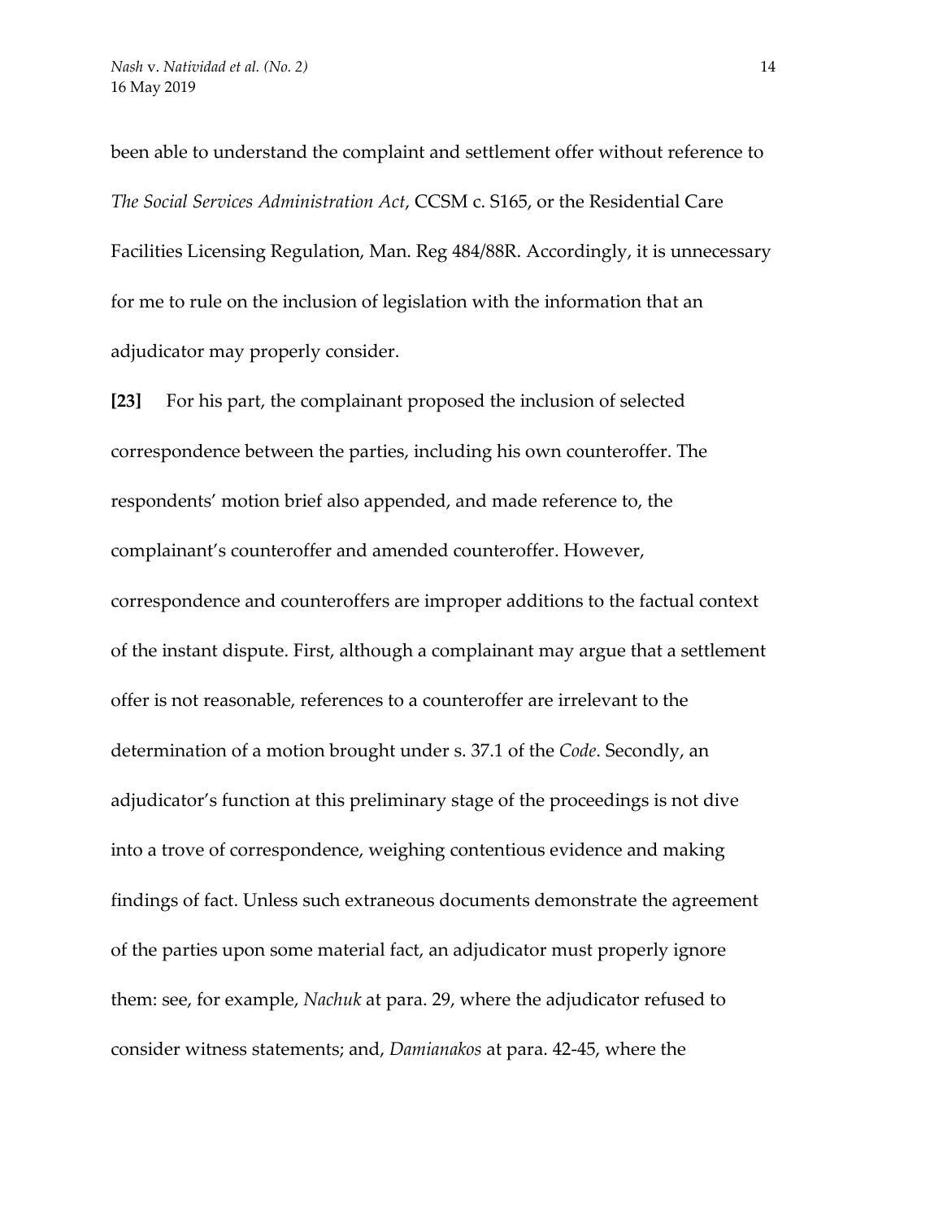been able to understand the complaint and settlement offer without reference to *The Social Services Administration Act*, CCSM c. S165, or the Residential Care Facilities Licensing Regulation, Man. Reg 484/88R. Accordingly, it is unnecessary for me to rule on the inclusion of legislation with the information that an adjudicator may properly consider.

**[23]** For his part, the complainant proposed the inclusion of selected correspondence between the parties, including his own counteroffer. The respondents' motion brief also appended, and made reference to, the complainant's counteroffer and amended counteroffer. However, correspondence and counteroffers are improper additions to the factual context of the instant dispute. First, although a complainant may argue that a settlement offer is not reasonable, references to a counteroffer are irrelevant to the determination of a motion brought under s. 37.1 of the *Code*. Secondly, an adjudicator's function at this preliminary stage of the proceedings is not dive into a trove of correspondence, weighing contentious evidence and making findings of fact. Unless such extraneous documents demonstrate the agreement of the parties upon some material fact, an adjudicator must properly ignore them: see, for example, *Nachuk* at para. 29, where the adjudicator refused to consider witness statements; and, *Damianakos* at para. 42-45, where the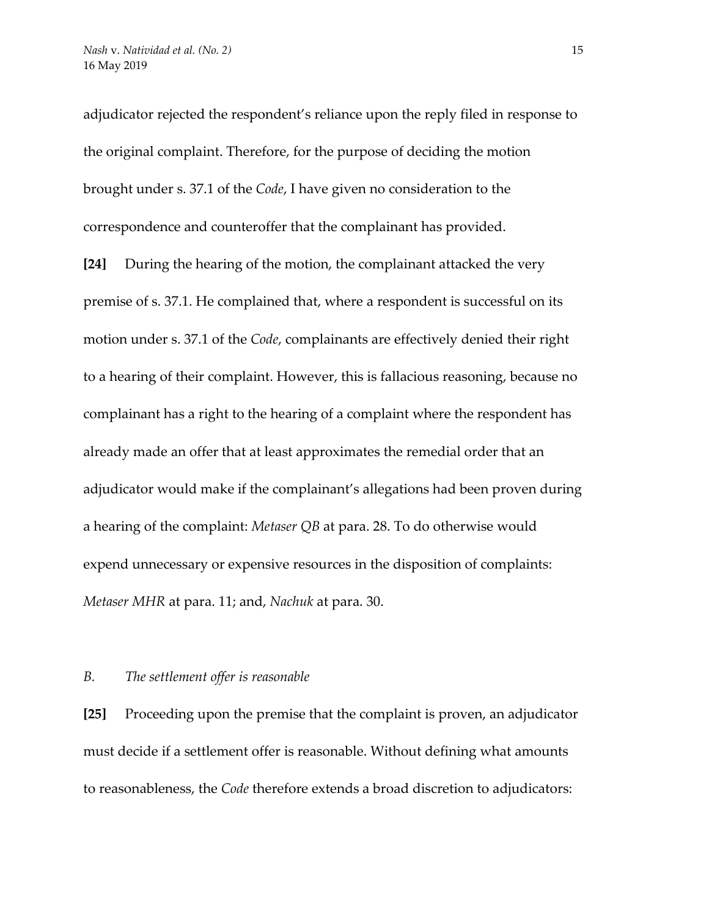adjudicator rejected the respondent's reliance upon the reply filed in response to the original complaint. Therefore, for the purpose of deciding the motion brought under s. 37.1 of the *Code*, I have given no consideration to the correspondence and counteroffer that the complainant has provided.

**[24]** During the hearing of the motion, the complainant attacked the very premise of s. 37.1. He complained that, where a respondent is successful on its motion under s. 37.1 of the *Code*, complainants are effectively denied their right to a hearing of their complaint. However, this is fallacious reasoning, because no complainant has a right to the hearing of a complaint where the respondent has already made an offer that at least approximates the remedial order that an adjudicator would make if the complainant's allegations had been proven during a hearing of the complaint: *Metaser QB* at para. 28. To do otherwise would expend unnecessary or expensive resources in the disposition of complaints: *Metaser MHR* at para. 11; and, *Nachuk* at para. 30.

### *B. The settlement offer is reasonable*

**[25]** Proceeding upon the premise that the complaint is proven, an adjudicator must decide if a settlement offer is reasonable. Without defining what amounts to reasonableness, the *Code* therefore extends a broad discretion to adjudicators: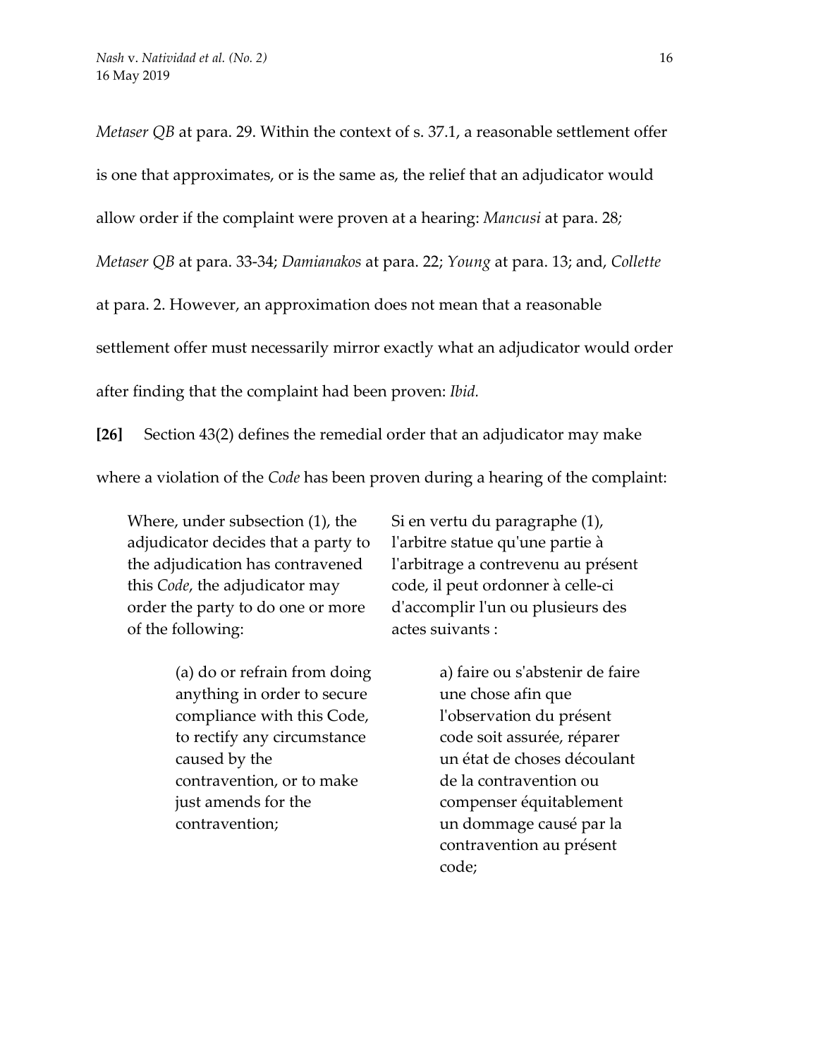*Metaser QB* at para. 29. Within the context of s. 37.1, a reasonable settlement offer is one that approximates, or is the same as, the relief that an adjudicator would allow order if the complaint were proven at a hearing: *Mancusi* at para. 28; *Metaser QB* at para. 33-34; *Damianakos* at para. 22; *Young* at para. 13; and, *Collette* at para. 2. However, an approximation does not mean that a reasonable settlement offer must necessarily mirror exactly what an adjudicator would order after finding that the complaint had been proven: *Ibid.*

**[26]** Section 43(2) defines the remedial order that an adjudicator may make where a violation of the *Code* has been proven during a hearing of the complaint:

| | |
|---|---|
| Where, under subsection (1), the adjudicator decides that a party to the adjudication has contravened this *Code*, the adjudicator may order the party to do one or more of the following: | Si en vertu du paragraphe (1), l'arbitre statue qu'une partie à l'arbitrage a contrevenu au présent code, il peut ordonner à celle-ci d'accomplir l'un ou plusieurs des actes suivants : |
| (a) do or refrain from doing anything in order to secure compliance with this Code, to rectify any circumstance caused by the contravention, or to make just amends for the contravention; | a) faire ou s'abstenir de faire une chose afin que l'observation du présent code soit assurée, réparer un état de choses découlant de la contravention ou compenser équitablement un dommage causé par la contravention au présent code; |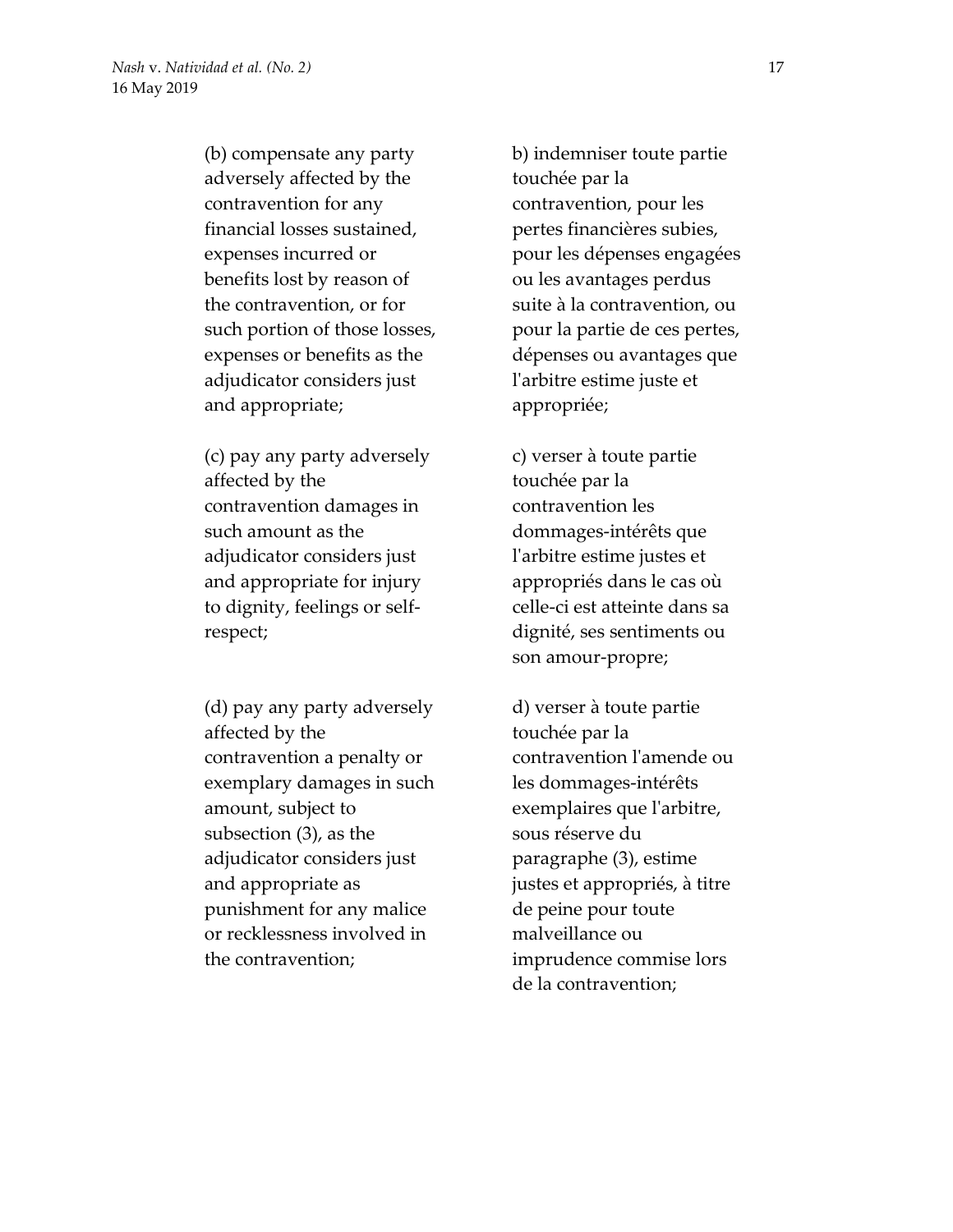(b) compensate any party adversely affected by the contravention for any financial losses sustained, expenses incurred or benefits lost by reason of the contravention, or for such portion of those losses, expenses or benefits as the adjudicator considers just and appropriate;

b) indemniser toute partie touchée par la contravention, pour les pertes financières subies, pour les dépenses engagées ou les avantages perdus suite à la contravention, ou pour la partie de ces pertes, dépenses ou avantages que l'arbitre estime juste et appropriée;

(c) pay any party adversely affected by the contravention damages in such amount as the adjudicator considers just and appropriate for injury to dignity, feelings or self-respect;

c) verser à toute partie touchée par la contravention les dommages-intérêts que l'arbitre estime justes et appropriés dans le cas où celle-ci est atteinte dans sa dignité, ses sentiments ou son amour-propre;

(d) pay any party adversely affected by the contravention a penalty or exemplary damages in such amount, subject to subsection (3), as the adjudicator considers just and appropriate as punishment for any malice or recklessness involved in the contravention;

d) verser à toute partie touchée par la contravention l'amende ou les dommages-intérêts exemplaires que l'arbitre, sous réserve du paragraphe (3), estime justes et appropriés, à titre de peine pour toute malveillance ou imprudence commise lors de la contravention;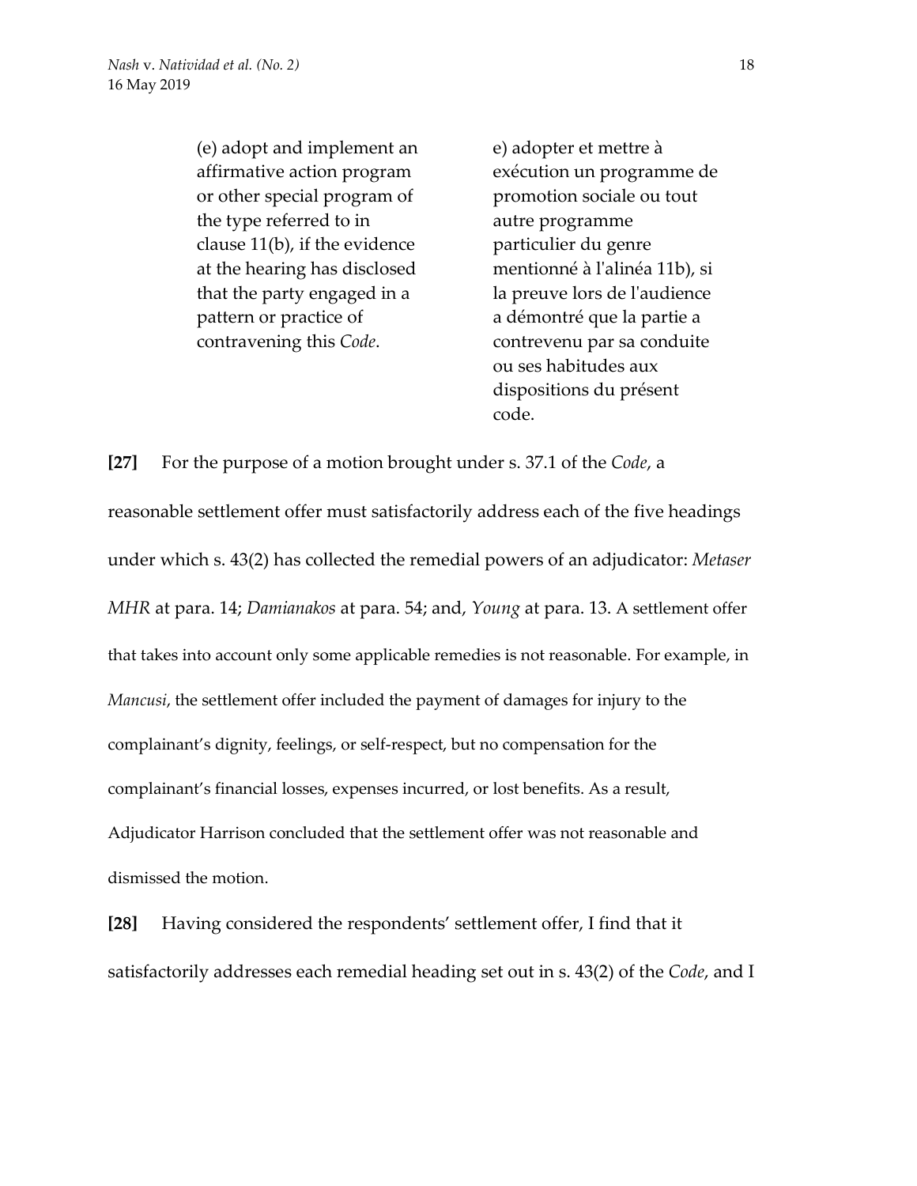| | |
|---|---|
| (e) adopt and implement an affirmative action program or other special program of the type referred to in clause 11(b), if the evidence at the hearing has disclosed that the party engaged in a pattern or practice of contravening this *Code*. | e) adopter et mettre à exécution un programme de promotion sociale ou tout autre programme particulier du genre mentionné à l'alinéa 11b), si la preuve lors de l'audience a démontré que la partie a contrevenu par sa conduite ou ses habitudes aux dispositions du présent code. |

**[27]** For the purpose of a motion brought under s. 37.1 of the *Code*, a reasonable settlement offer must satisfactorily address each of the five headings under which s. 43(2) has collected the remedial powers of an adjudicator: *Metaser MHR* at para. 14; *Damianakos* at para. 54; and, *Young* at para. 13. A settlement offer that takes into account only some applicable remedies is not reasonable. For example, in *Mancusi*, the settlement offer included the payment of damages for injury to the complainant's dignity, feelings, or self-respect, but no compensation for the complainant's financial losses, expenses incurred, or lost benefits. As a result, Adjudicator Harrison concluded that the settlement offer was not reasonable and dismissed the motion.

**[28]** Having considered the respondents' settlement offer, I find that it satisfactorily addresses each remedial heading set out in s. 43(2) of the *Code*, and I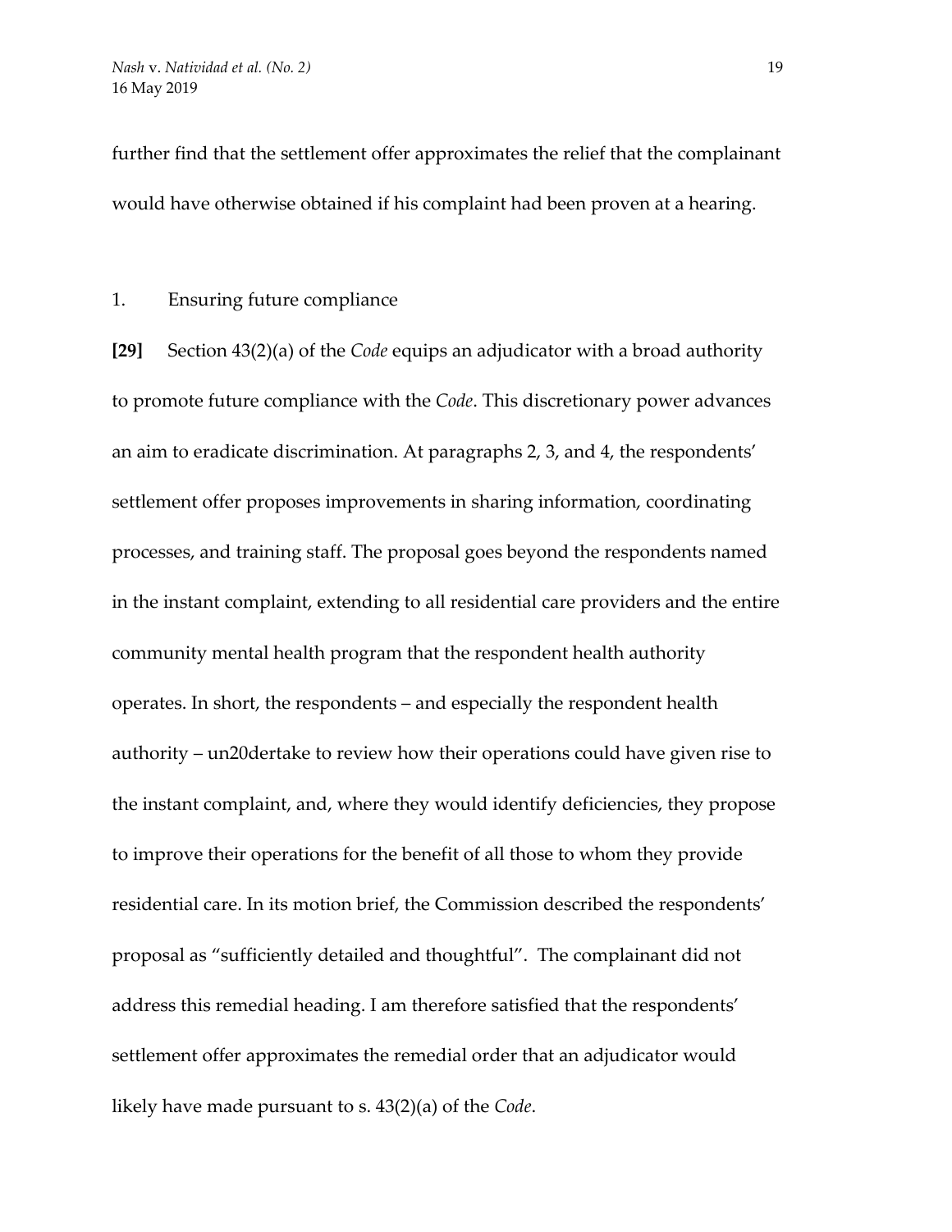further find that the settlement offer approximates the relief that the complainant would have otherwise obtained if his complaint had been proven at a hearing.

1. Ensuring future compliance

**[29]** Section 43(2)(a) of the *Code* equips an adjudicator with a broad authority to promote future compliance with the *Code*. This discretionary power advances an aim to eradicate discrimination. At paragraphs 2, 3, and 4, the respondents' settlement offer proposes improvements in sharing information, coordinating processes, and training staff. The proposal goes beyond the respondents named in the instant complaint, extending to all residential care providers and the entire community mental health program that the respondent health authority operates. In short, the respondents – and especially the respondent health authority – un20dertake to review how their operations could have given rise to the instant complaint, and, where they would identify deficiencies, they propose to improve their operations for the benefit of all those to whom they provide residential care. In its motion brief, the Commission described the respondents' proposal as "sufficiently detailed and thoughtful". The complainant did not address this remedial heading. I am therefore satisfied that the respondents' settlement offer approximates the remedial order that an adjudicator would likely have made pursuant to s. 43(2)(a) of the *Code*.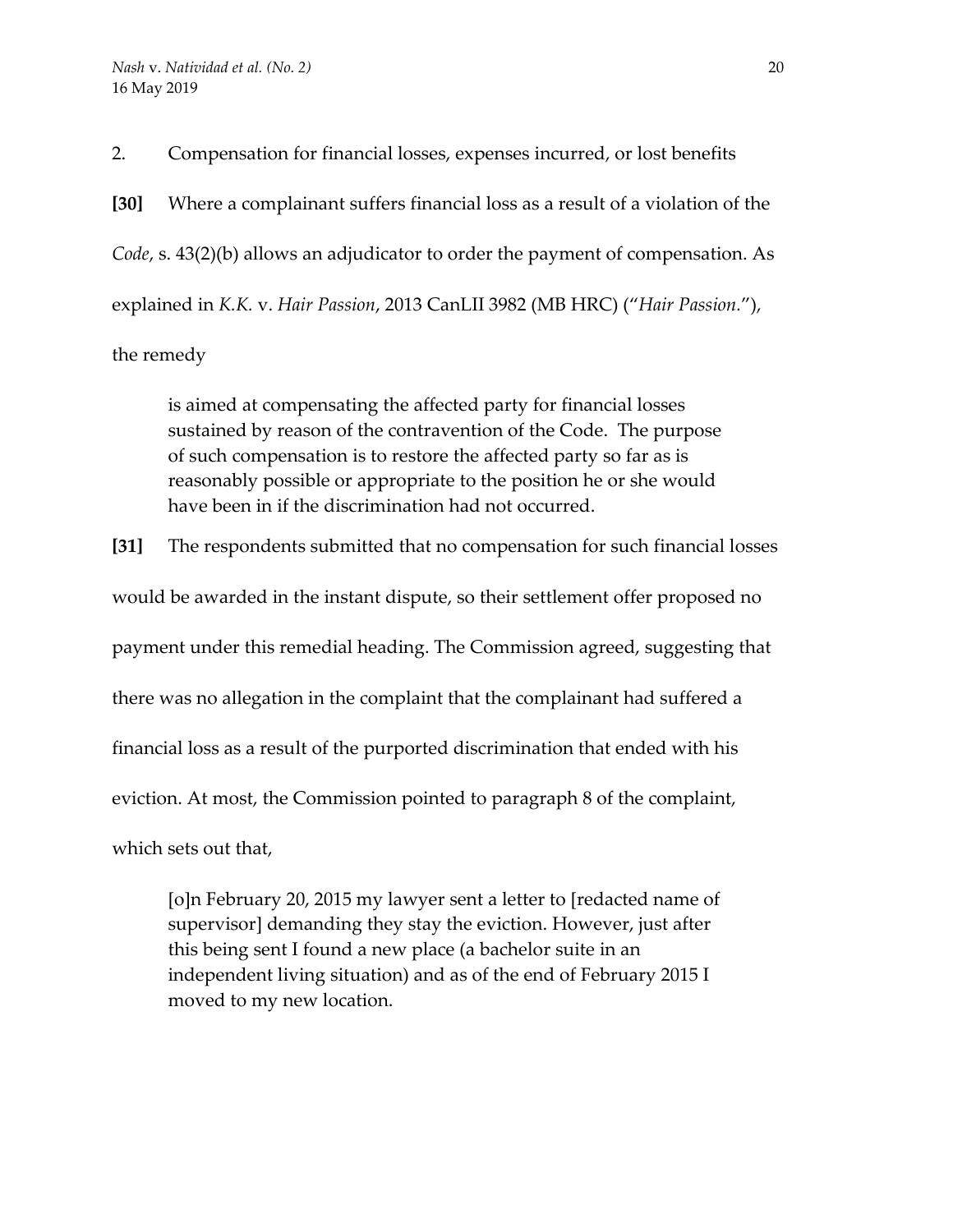2. Compensation for financial losses, expenses incurred, or lost benefits

**[30]** Where a complainant suffers financial loss as a result of a violation of the *Code*, s. 43(2)(b) allows an adjudicator to order the payment of compensation. As explained in *K.K.* v. *Hair Passion*, 2013 CanLII 3982 (MB HRC) ("*Hair Passion.*"), the remedy

> is aimed at compensating the affected party for financial losses sustained by reason of the contravention of the Code. The purpose of such compensation is to restore the affected party so far as is reasonably possible or appropriate to the position he or she would have been in if the discrimination had not occurred.

**[31]** The respondents submitted that no compensation for such financial losses would be awarded in the instant dispute, so their settlement offer proposed no payment under this remedial heading. The Commission agreed, suggesting that there was no allegation in the complaint that the complainant had suffered a financial loss as a result of the purported discrimination that ended with his eviction. At most, the Commission pointed to paragraph 8 of the complaint, which sets out that,

> [o]n February 20, 2015 my lawyer sent a letter to [redacted name of supervisor] demanding they stay the eviction. However, just after this being sent I found a new place (a bachelor suite in an independent living situation) and as of the end of February 2015 I moved to my new location.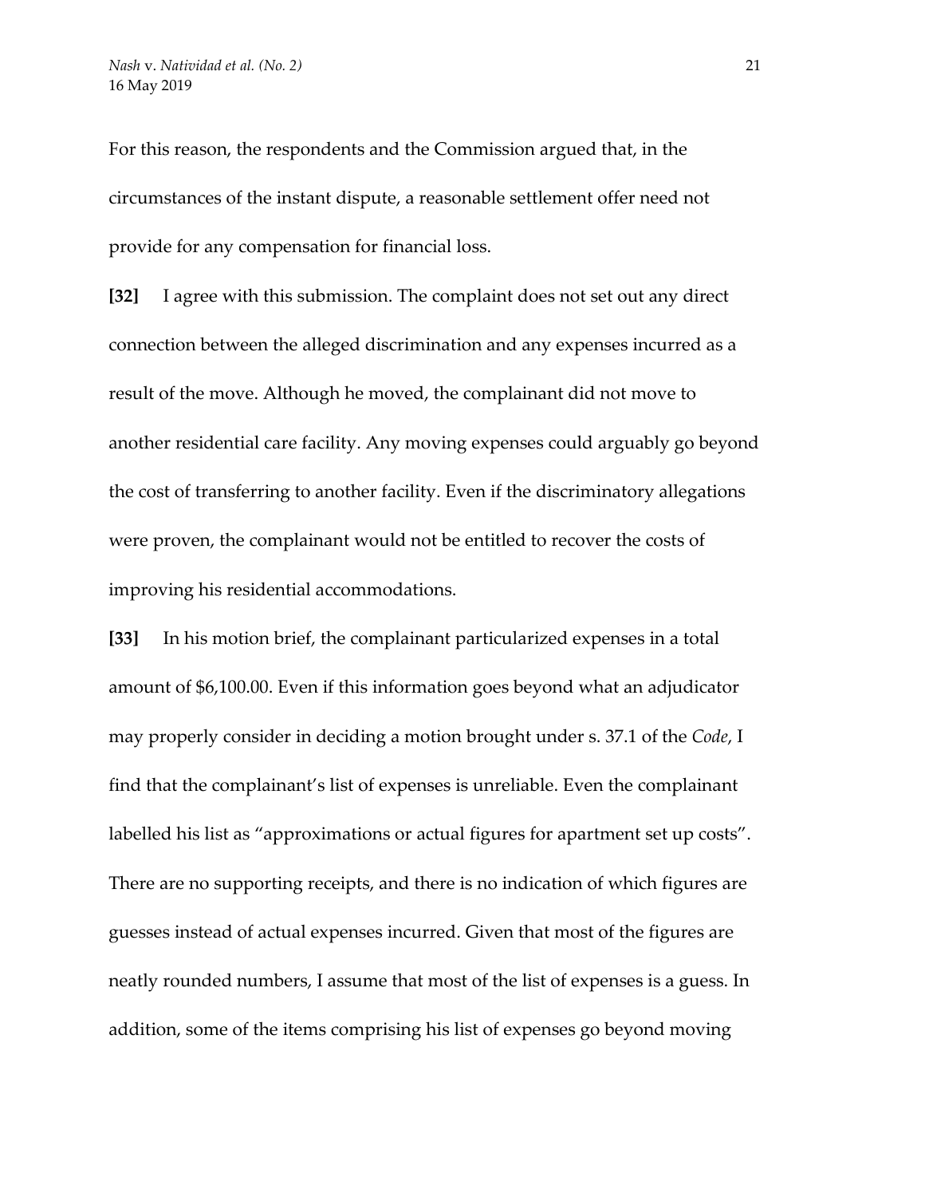For this reason, the respondents and the Commission argued that, in the circumstances of the instant dispute, a reasonable settlement offer need not provide for any compensation for financial loss.

**[32]** I agree with this submission. The complaint does not set out any direct connection between the alleged discrimination and any expenses incurred as a result of the move. Although he moved, the complainant did not move to another residential care facility. Any moving expenses could arguably go beyond the cost of transferring to another facility. Even if the discriminatory allegations were proven, the complainant would not be entitled to recover the costs of improving his residential accommodations.

**[33]** In his motion brief, the complainant particularized expenses in a total amount of $6,100.00. Even if this information goes beyond what an adjudicator may properly consider in deciding a motion brought under s. 37.1 of the *Code*, I find that the complainant's list of expenses is unreliable. Even the complainant labelled his list as "approximations or actual figures for apartment set up costs". There are no supporting receipts, and there is no indication of which figures are guesses instead of actual expenses incurred. Given that most of the figures are neatly rounded numbers, I assume that most of the list of expenses is a guess. In addition, some of the items comprising his list of expenses go beyond moving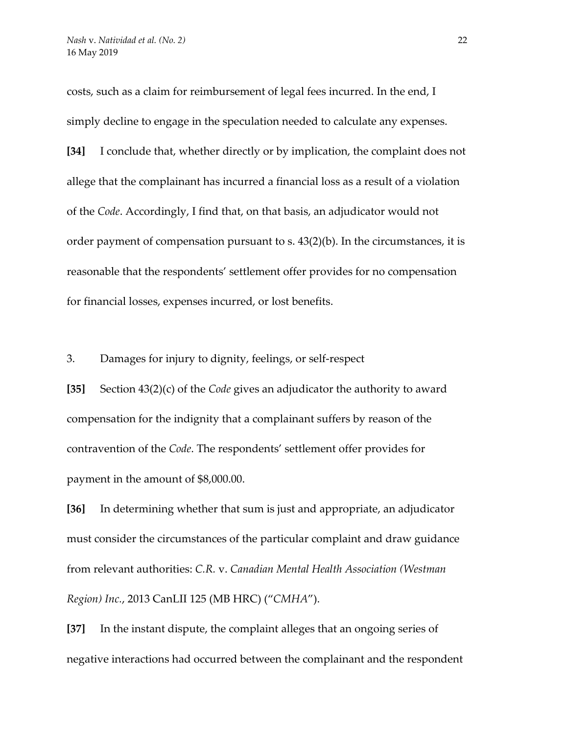costs, such as a claim for reimbursement of legal fees incurred. In the end, I simply decline to engage in the speculation needed to calculate any expenses.

**[34]** I conclude that, whether directly or by implication, the complaint does not allege that the complainant has incurred a financial loss as a result of a violation of the *Code*. Accordingly, I find that, on that basis, an adjudicator would not order payment of compensation pursuant to s. 43(2)(b). In the circumstances, it is reasonable that the respondents' settlement offer provides for no compensation for financial losses, expenses incurred, or lost benefits.

3. Damages for injury to dignity, feelings, or self-respect

**[35]** Section 43(2)(c) of the *Code* gives an adjudicator the authority to award compensation for the indignity that a complainant suffers by reason of the contravention of the *Code*. The respondents' settlement offer provides for payment in the amount of $8,000.00.

**[36]** In determining whether that sum is just and appropriate, an adjudicator must consider the circumstances of the particular complaint and draw guidance from relevant authorities: *C.R.* v. *Canadian Mental Health Association (Westman Region) Inc.*, 2013 CanLII 125 (MB HRC) ("*CMHA*").

**[37]** In the instant dispute, the complaint alleges that an ongoing series of negative interactions had occurred between the complainant and the respondent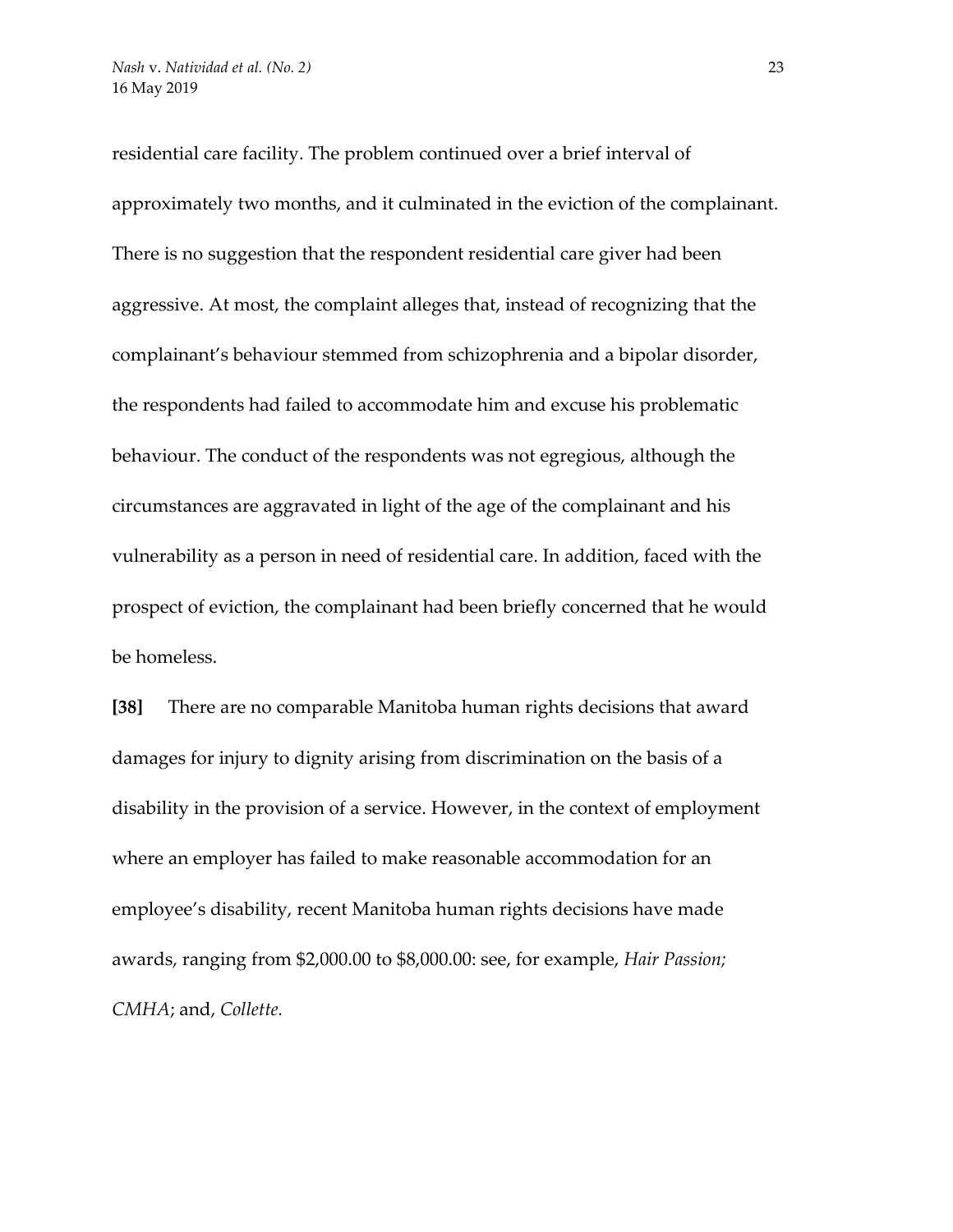residential care facility. The problem continued over a brief interval of approximately two months, and it culminated in the eviction of the complainant. There is no suggestion that the respondent residential care giver had been aggressive. At most, the complaint alleges that, instead of recognizing that the complainant's behaviour stemmed from schizophrenia and a bipolar disorder, the respondents had failed to accommodate him and excuse his problematic behaviour. The conduct of the respondents was not egregious, although the circumstances are aggravated in light of the age of the complainant and his vulnerability as a person in need of residential care. In addition, faced with the prospect of eviction, the complainant had been briefly concerned that he would be homeless.

**[38]** There are no comparable Manitoba human rights decisions that award damages for injury to dignity arising from discrimination on the basis of a disability in the provision of a service. However, in the context of employment where an employer has failed to make reasonable accommodation for an employee's disability, recent Manitoba human rights decisions have made awards, ranging from $2,000.00 to $8,000.00: see, for example, *Hair Passion; CMHA*; and, *Collette.*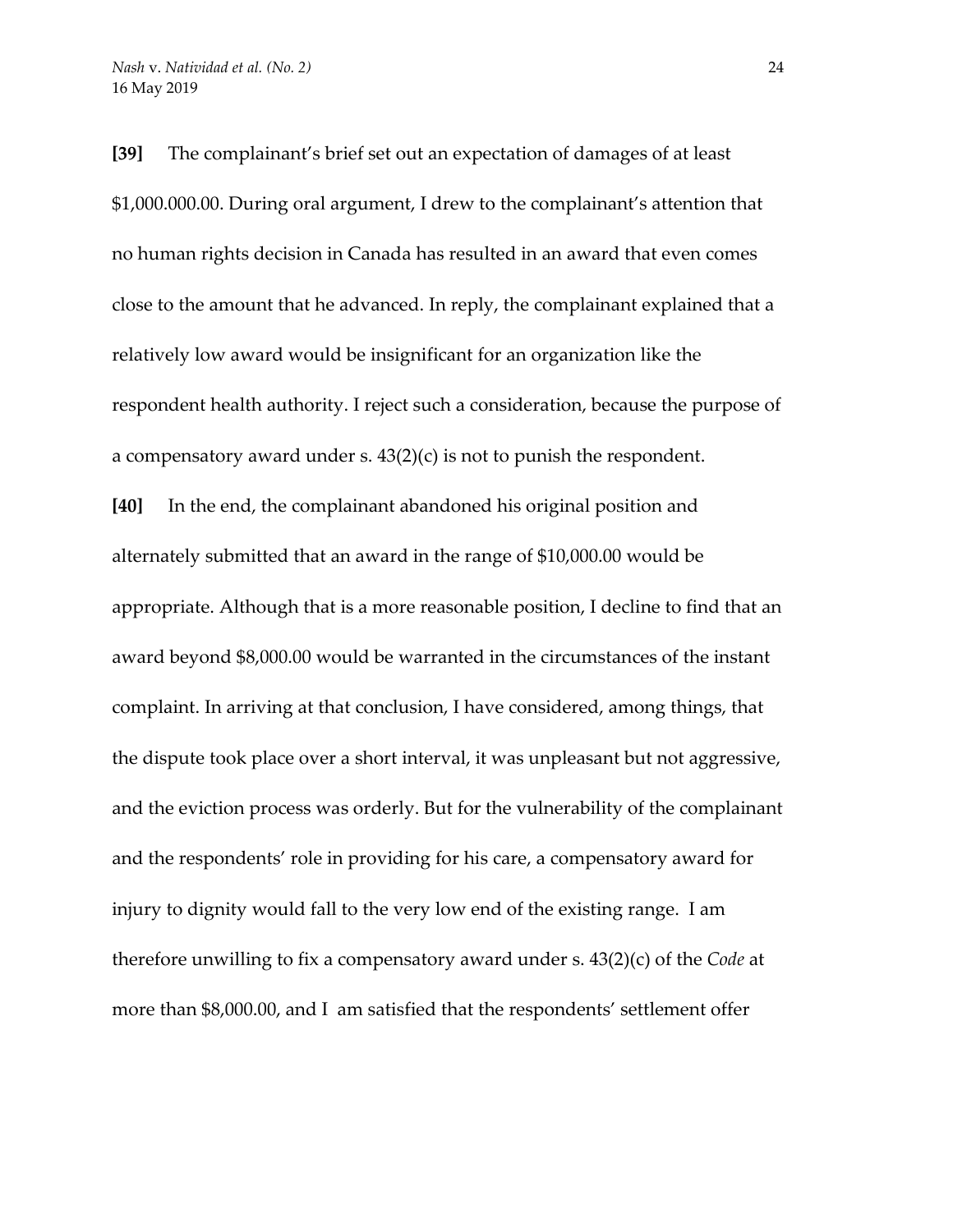**[39]** The complainant's brief set out an expectation of damages of at least $1,000.000.00. During oral argument, I drew to the complainant's attention that no human rights decision in Canada has resulted in an award that even comes close to the amount that he advanced. In reply, the complainant explained that a relatively low award would be insignificant for an organization like the respondent health authority. I reject such a consideration, because the purpose of a compensatory award under s. 43(2)(c) is not to punish the respondent.

**[40]** In the end, the complainant abandoned his original position and alternately submitted that an award in the range of $10,000.00 would be appropriate. Although that is a more reasonable position, I decline to find that an award beyond $8,000.00 would be warranted in the circumstances of the instant complaint. In arriving at that conclusion, I have considered, among things, that the dispute took place over a short interval, it was unpleasant but not aggressive, and the eviction process was orderly. But for the vulnerability of the complainant and the respondents' role in providing for his care, a compensatory award for injury to dignity would fall to the very low end of the existing range. I am therefore unwilling to fix a compensatory award under s. 43(2)(c) of the *Code* at more than $8,000.00, and I am satisfied that the respondents' settlement offer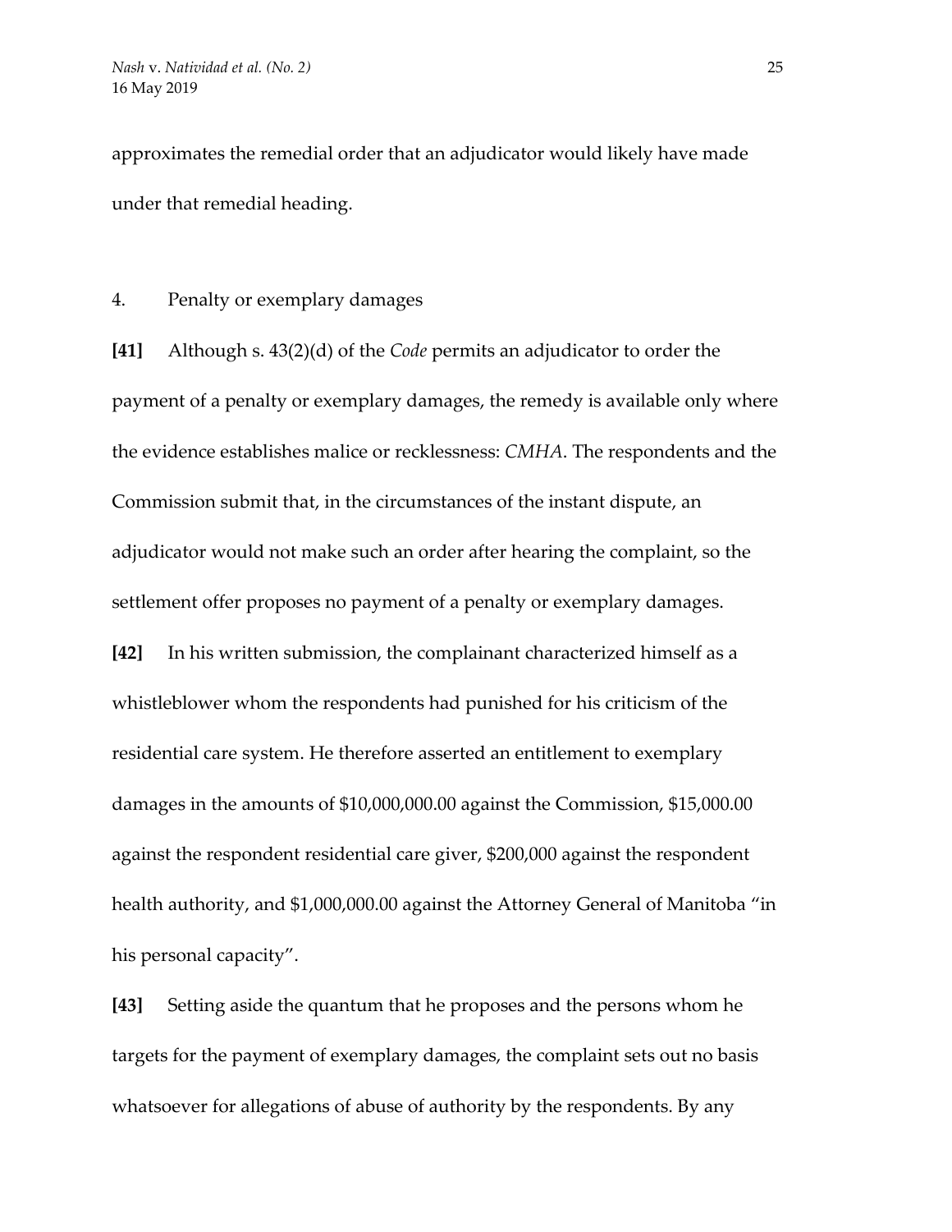approximates the remedial order that an adjudicator would likely have made under that remedial heading.

4. Penalty or exemplary damages

**[41]** Although s. 43(2)(d) of the *Code* permits an adjudicator to order the payment of a penalty or exemplary damages, the remedy is available only where the evidence establishes malice or recklessness: *CMHA*. The respondents and the Commission submit that, in the circumstances of the instant dispute, an adjudicator would not make such an order after hearing the complaint, so the settlement offer proposes no payment of a penalty or exemplary damages.

**[42]** In his written submission, the complainant characterized himself as a whistleblower whom the respondents had punished for his criticism of the residential care system. He therefore asserted an entitlement to exemplary damages in the amounts of $10,000,000.00 against the Commission, $15,000.00 against the respondent residential care giver, $200,000 against the respondent health authority, and $1,000,000.00 against the Attorney General of Manitoba "in his personal capacity".

**[43]** Setting aside the quantum that he proposes and the persons whom he targets for the payment of exemplary damages, the complaint sets out no basis whatsoever for allegations of abuse of authority by the respondents. By any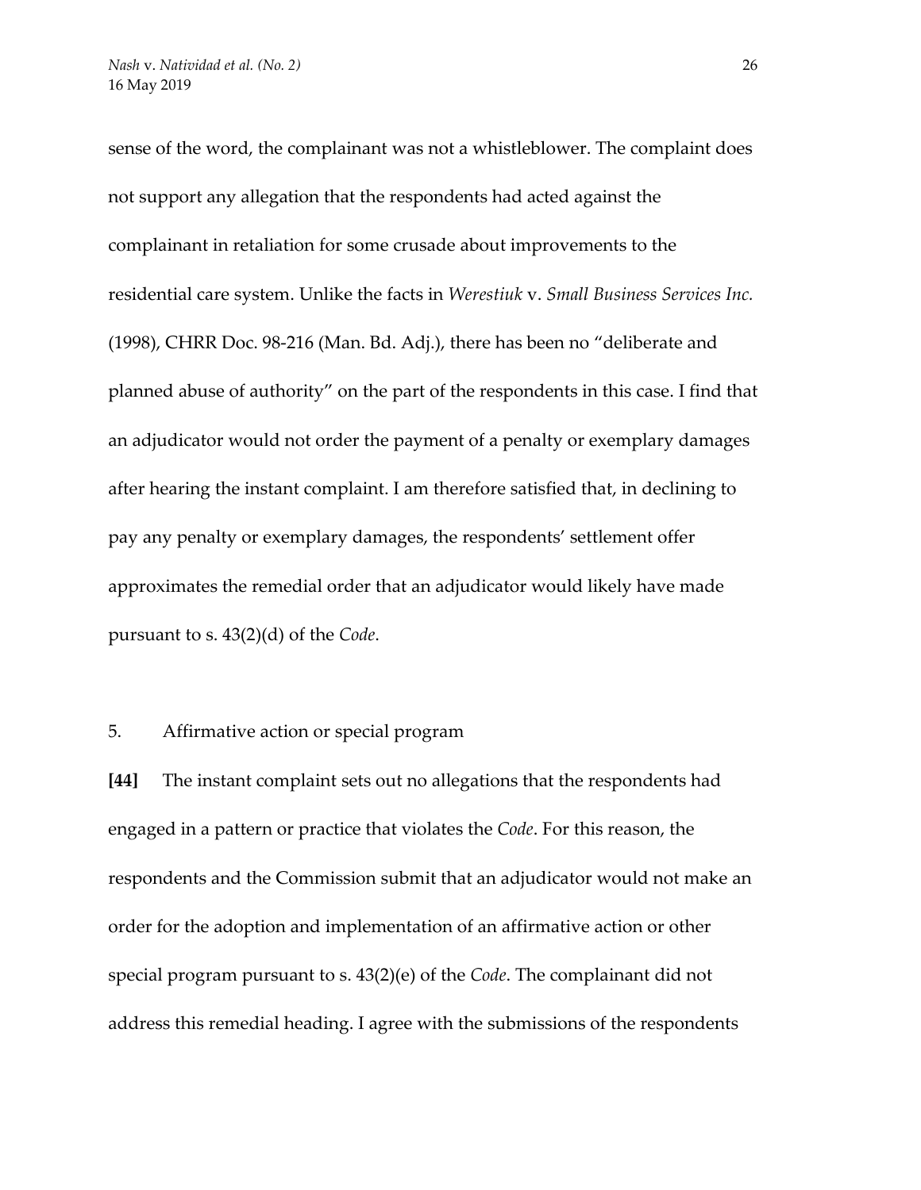sense of the word, the complainant was not a whistleblower. The complaint does not support any allegation that the respondents had acted against the complainant in retaliation for some crusade about improvements to the residential care system. Unlike the facts in *Werestiuk* v. *Small Business Services Inc.* (1998), CHRR Doc. 98-216 (Man. Bd. Adj.), there has been no "deliberate and planned abuse of authority" on the part of the respondents in this case. I find that an adjudicator would not order the payment of a penalty or exemplary damages after hearing the instant complaint. I am therefore satisfied that, in declining to pay any penalty or exemplary damages, the respondents' settlement offer approximates the remedial order that an adjudicator would likely have made pursuant to s. 43(2)(d) of the *Code*.

5. Affirmative action or special program

**[44]** The instant complaint sets out no allegations that the respondents had engaged in a pattern or practice that violates the *Code*. For this reason, the respondents and the Commission submit that an adjudicator would not make an order for the adoption and implementation of an affirmative action or other special program pursuant to s. 43(2)(e) of the *Code*. The complainant did not address this remedial heading. I agree with the submissions of the respondents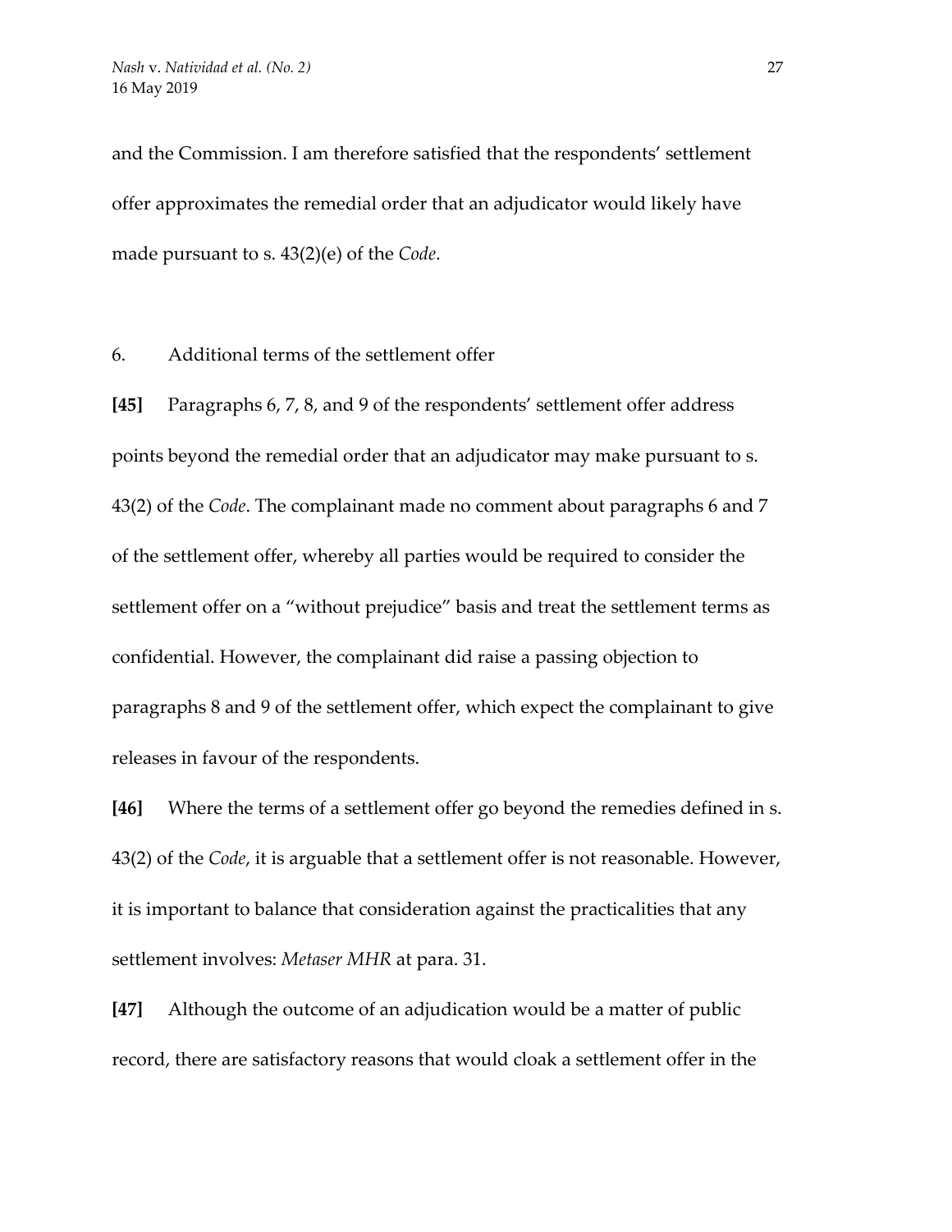and the Commission. I am therefore satisfied that the respondents' settlement offer approximates the remedial order that an adjudicator would likely have made pursuant to s. 43(2)(e) of the *Code*.

6. Additional terms of the settlement offer

**[45]** Paragraphs 6, 7, 8, and 9 of the respondents' settlement offer address points beyond the remedial order that an adjudicator may make pursuant to s. 43(2) of the *Code*. The complainant made no comment about paragraphs 6 and 7 of the settlement offer, whereby all parties would be required to consider the settlement offer on a "without prejudice" basis and treat the settlement terms as confidential. However, the complainant did raise a passing objection to paragraphs 8 and 9 of the settlement offer, which expect the complainant to give releases in favour of the respondents.

**[46]** Where the terms of a settlement offer go beyond the remedies defined in s. 43(2) of the *Code*, it is arguable that a settlement offer is not reasonable. However, it is important to balance that consideration against the practicalities that any settlement involves: *Metaser MHR* at para. 31.

**[47]** Although the outcome of an adjudication would be a matter of public record, there are satisfactory reasons that would cloak a settlement offer in the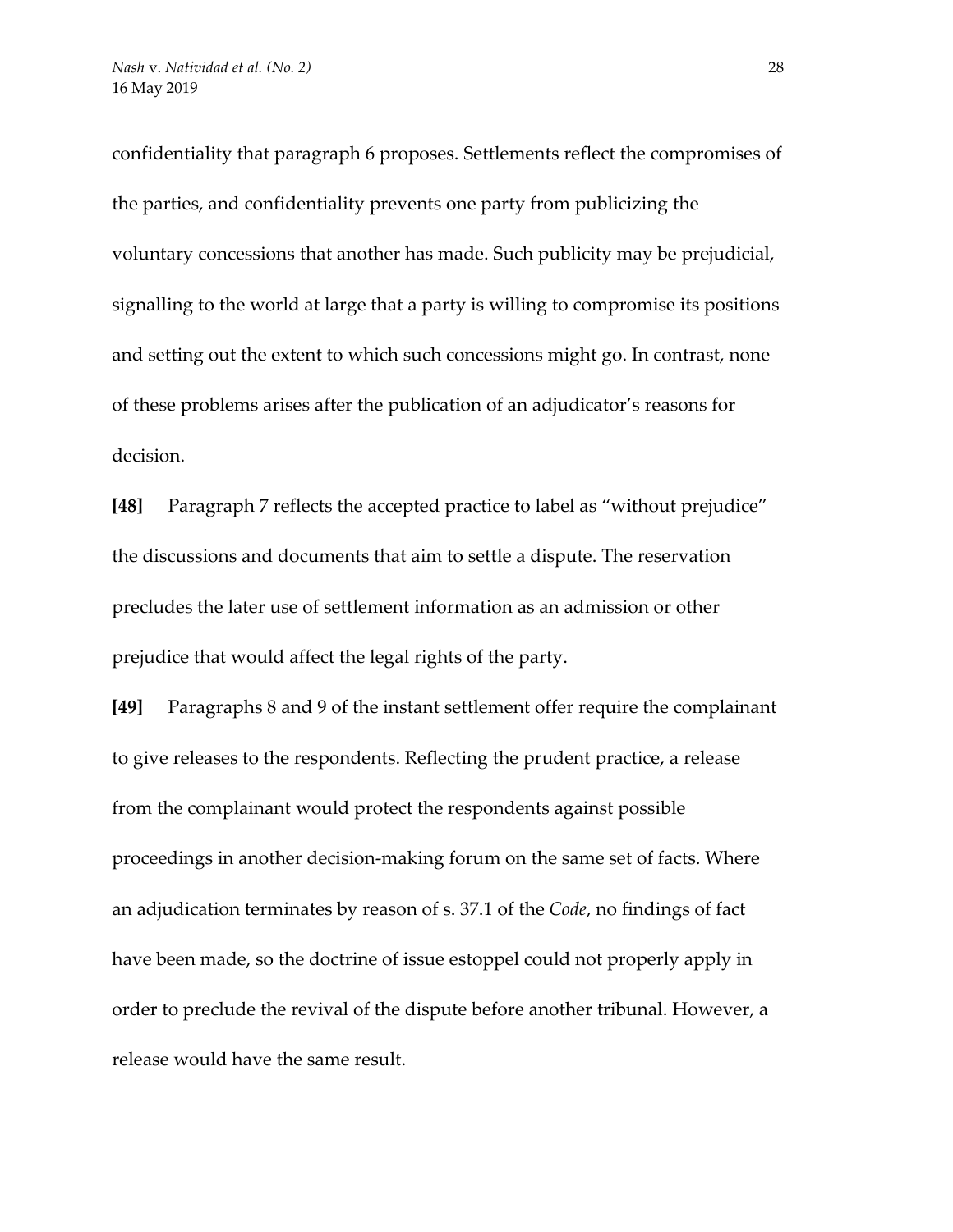confidentiality that paragraph 6 proposes. Settlements reflect the compromises of the parties, and confidentiality prevents one party from publicizing the voluntary concessions that another has made. Such publicity may be prejudicial, signalling to the world at large that a party is willing to compromise its positions and setting out the extent to which such concessions might go. In contrast, none of these problems arises after the publication of an adjudicator's reasons for decision.

**[48]** Paragraph 7 reflects the accepted practice to label as "without prejudice" the discussions and documents that aim to settle a dispute. The reservation precludes the later use of settlement information as an admission or other prejudice that would affect the legal rights of the party.

**[49]** Paragraphs 8 and 9 of the instant settlement offer require the complainant to give releases to the respondents. Reflecting the prudent practice, a release from the complainant would protect the respondents against possible proceedings in another decision-making forum on the same set of facts. Where an adjudication terminates by reason of s. 37.1 of the *Code*, no findings of fact have been made, so the doctrine of issue estoppel could not properly apply in order to preclude the revival of the dispute before another tribunal. However, a release would have the same result.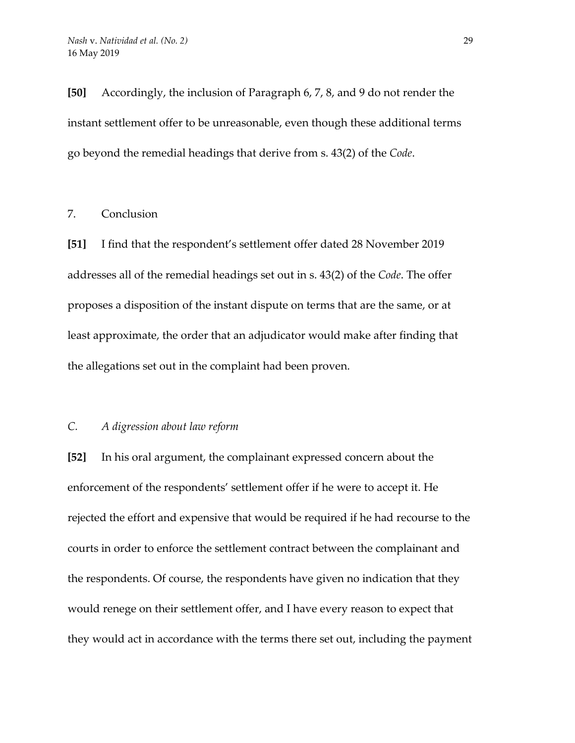**[50]** Accordingly, the inclusion of Paragraph 6, 7, 8, and 9 do not render the instant settlement offer to be unreasonable, even though these additional terms go beyond the remedial headings that derive from s. 43(2) of the *Code*.

7. Conclusion

**[51]** I find that the respondent's settlement offer dated 28 November 2019 addresses all of the remedial headings set out in s. 43(2) of the *Code*. The offer proposes a disposition of the instant dispute on terms that are the same, or at least approximate, the order that an adjudicator would make after finding that the allegations set out in the complaint had been proven.

*C. A digression about law reform*

**[52]** In his oral argument, the complainant expressed concern about the enforcement of the respondents' settlement offer if he were to accept it. He rejected the effort and expensive that would be required if he had recourse to the courts in order to enforce the settlement contract between the complainant and the respondents. Of course, the respondents have given no indication that they would renege on their settlement offer, and I have every reason to expect that they would act in accordance with the terms there set out, including the payment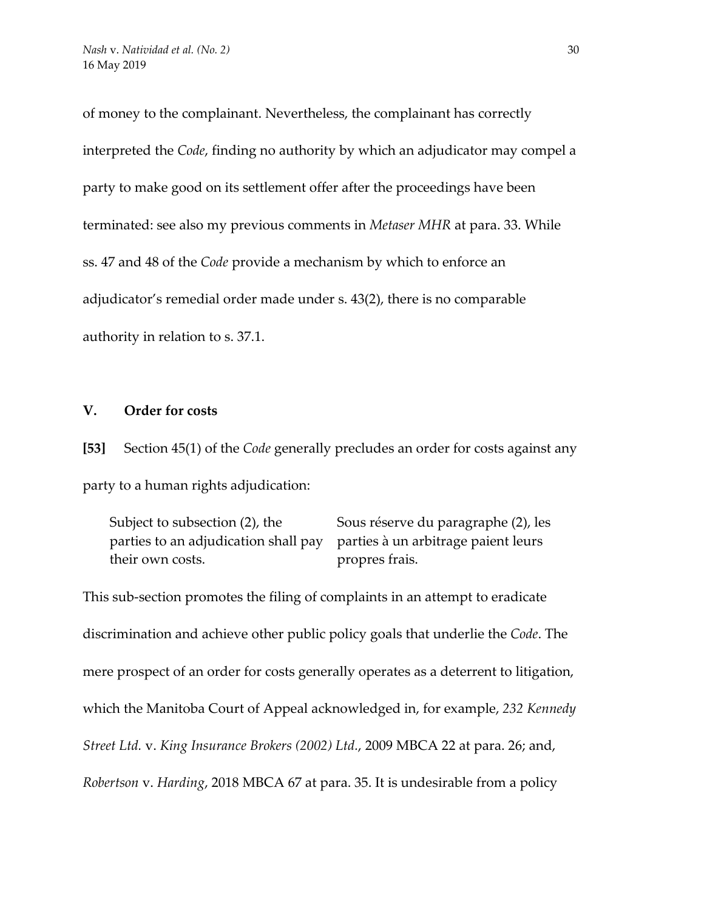of money to the complainant. Nevertheless, the complainant has correctly interpreted the *Code*, finding no authority by which an adjudicator may compel a party to make good on its settlement offer after the proceedings have been terminated: see also my previous comments in *Metaser MHR* at para. 33. While ss. 47 and 48 of the *Code* provide a mechanism by which to enforce an adjudicator's remedial order made under s. 43(2), there is no comparable authority in relation to s. 37.1.

## V. Order for costs

**[53]** Section 45(1) of the *Code* generally precludes an order for costs against any party to a human rights adjudication:

| | |
|---|---|
| Subject to subsection (2), the parties to an adjudication shall pay their own costs. | Sous réserve du paragraphe (2), les parties à un arbitrage paient leurs propres frais. |

This sub-section promotes the filing of complaints in an attempt to eradicate discrimination and achieve other public policy goals that underlie the *Code*. The mere prospect of an order for costs generally operates as a deterrent to litigation, which the Manitoba Court of Appeal acknowledged in, for example, *232 Kennedy Street Ltd.* v. *King Insurance Brokers (2002) Ltd.*, 2009 MBCA 22 at para. 26; and, *Robertson* v. *Harding*, 2018 MBCA 67 at para. 35. It is undesirable from a policy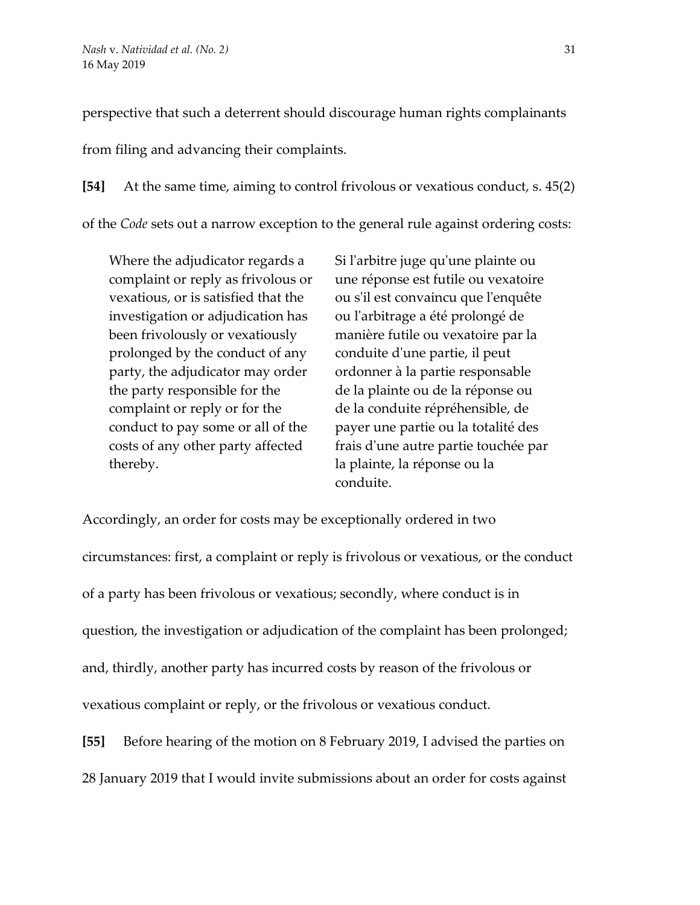perspective that such a deterrent should discourage human rights complainants from filing and advancing their complaints.

**[54]** At the same time, aiming to control frivolous or vexatious conduct, s. 45(2) of the *Code* sets out a narrow exception to the general rule against ordering costs:

| | |
|---|---|
| Where the adjudicator regards a complaint or reply as frivolous or vexatious, or is satisfied that the investigation or adjudication has been frivolously or vexatiously prolonged by the conduct of any party, the adjudicator may order the party responsible for the complaint or reply or for the conduct to pay some or all of the costs of any other party affected thereby. | Si l'arbitre juge qu'une plainte ou une réponse est futile ou vexatoire ou s'il est convaincu que l'enquête ou l'arbitrage a été prolongé de manière futile ou vexatoire par la conduite d'une partie, il peut ordonner à la partie responsable de la plainte ou de la réponse ou de la conduite répréhensible, de payer une partie ou la totalité des frais d'une autre partie touchée par la plainte, la réponse ou la conduite. |

Accordingly, an order for costs may be exceptionally ordered in two circumstances: first, a complaint or reply is frivolous or vexatious, or the conduct of a party has been frivolous or vexatious; secondly, where conduct is in question, the investigation or adjudication of the complaint has been prolonged; and, thirdly, another party has incurred costs by reason of the frivolous or vexatious complaint or reply, or the frivolous or vexatious conduct.

**[55]** Before hearing of the motion on 8 February 2019, I advised the parties on 28 January 2019 that I would invite submissions about an order for costs against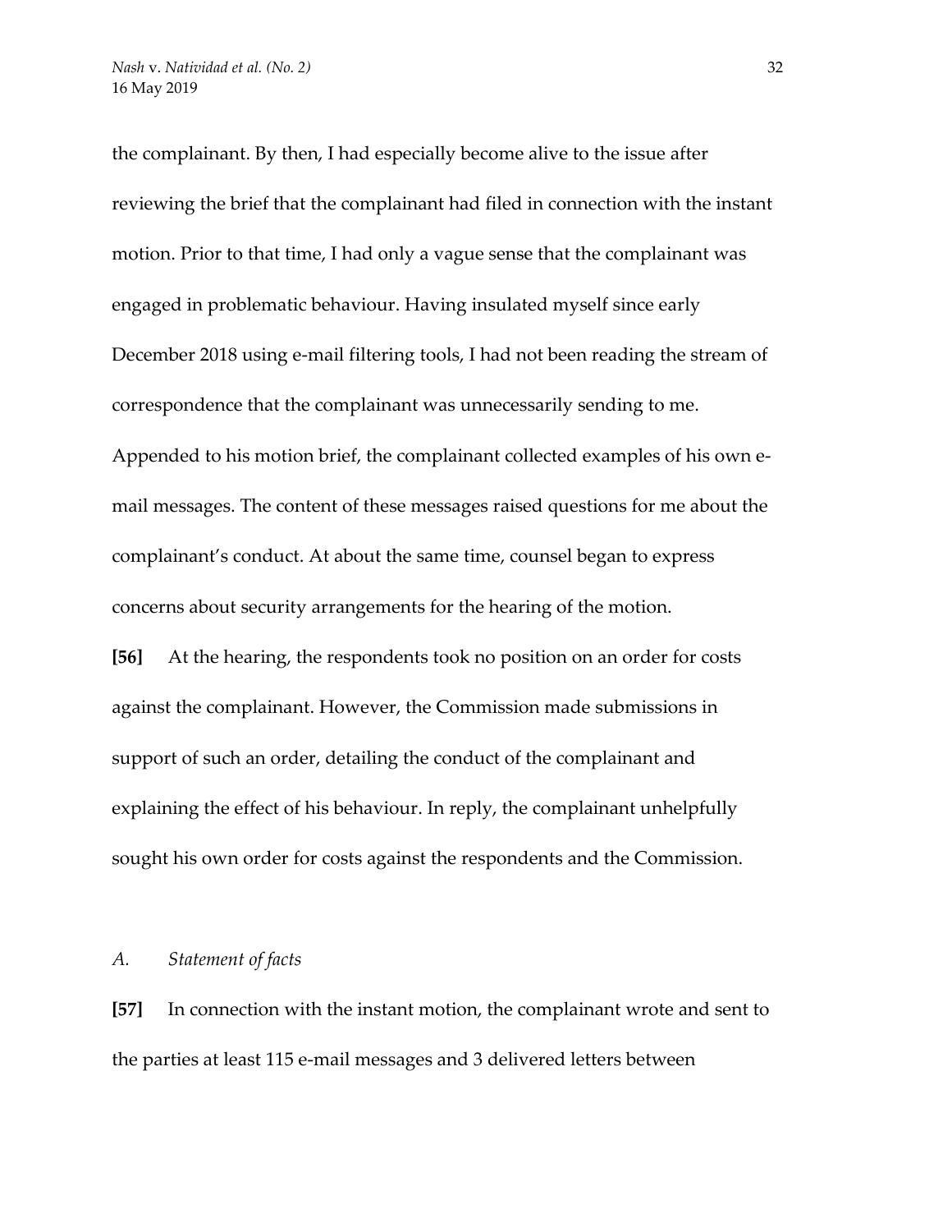the complainant. By then, I had especially become alive to the issue after reviewing the brief that the complainant had filed in connection with the instant motion. Prior to that time, I had only a vague sense that the complainant was engaged in problematic behaviour. Having insulated myself since early December 2018 using e-mail filtering tools, I had not been reading the stream of correspondence that the complainant was unnecessarily sending to me. Appended to his motion brief, the complainant collected examples of his own e-mail messages. The content of these messages raised questions for me about the complainant's conduct. At about the same time, counsel began to express concerns about security arrangements for the hearing of the motion.

**[56]** At the hearing, the respondents took no position on an order for costs against the complainant. However, the Commission made submissions in support of such an order, detailing the conduct of the complainant and explaining the effect of his behaviour. In reply, the complainant unhelpfully sought his own order for costs against the respondents and the Commission.

### *A. Statement of facts*

**[57]** In connection with the instant motion, the complainant wrote and sent to the parties at least 115 e-mail messages and 3 delivered letters between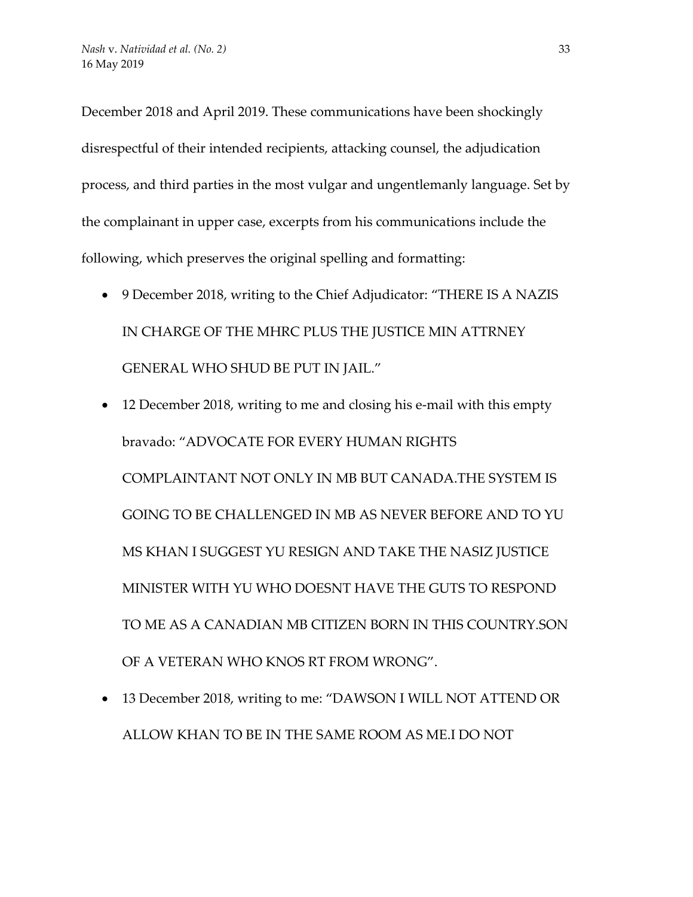December 2018 and April 2019. These communications have been shockingly disrespectful of their intended recipients, attacking counsel, the adjudication process, and third parties in the most vulgar and ungentlemanly language. Set by the complainant in upper case, excerpts from his communications include the following, which preserves the original spelling and formatting:

- 9 December 2018, writing to the Chief Adjudicator: "THERE IS A NAZIS IN CHARGE OF THE MHRC PLUS THE JUSTICE MIN ATTRNEY GENERAL WHO SHUD BE PUT IN JAIL."
- 12 December 2018, writing to me and closing his e-mail with this empty bravado: "ADVOCATE FOR EVERY HUMAN RIGHTS COMPLAINTANT NOT ONLY IN MB BUT CANADA.THE SYSTEM IS GOING TO BE CHALLENGED IN MB AS NEVER BEFORE AND TO YU MS KHAN I SUGGEST YU RESIGN AND TAKE THE NASIZ JUSTICE MINISTER WITH YU WHO DOESNT HAVE THE GUTS TO RESPOND TO ME AS A CANADIAN MB CITIZEN BORN IN THIS COUNTRY.SON OF A VETERAN WHO KNOS RT FROM WRONG".
- 13 December 2018, writing to me: "DAWSON I WILL NOT ATTEND OR ALLOW KHAN TO BE IN THE SAME ROOM AS ME.I DO NOT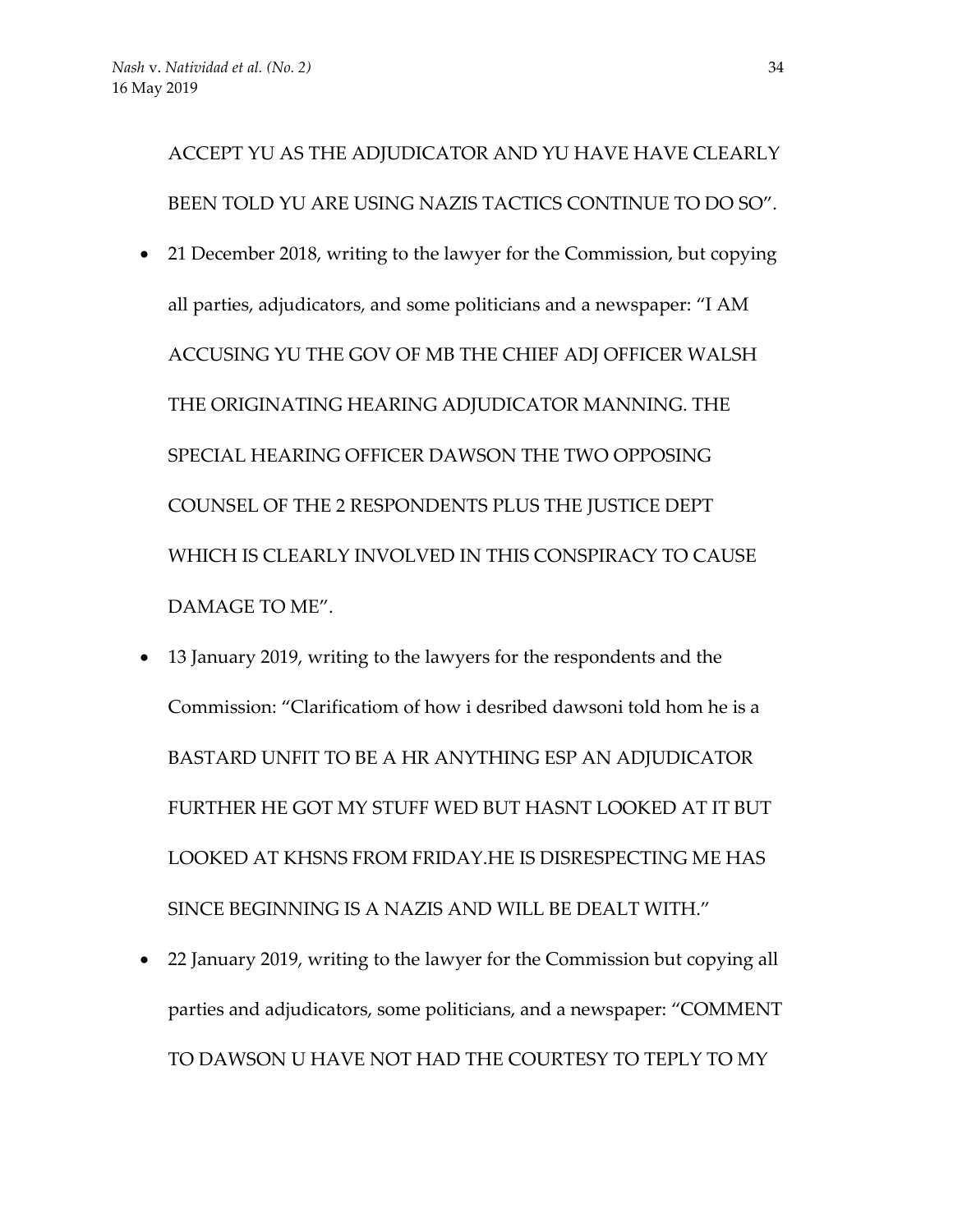ACCEPT YU AS THE ADJUDICATOR AND YU HAVE HAVE CLEARLY BEEN TOLD YU ARE USING NAZIS TACTICS CONTINUE TO DO SO".

- 21 December 2018, writing to the lawyer for the Commission, but copying all parties, adjudicators, and some politicians and a newspaper: "I AM ACCUSING YU THE GOV OF MB THE CHIEF ADJ OFFICER WALSH THE ORIGINATING HEARING ADJUDICATOR MANNING. THE SPECIAL HEARING OFFICER DAWSON THE TWO OPPOSING COUNSEL OF THE 2 RESPONDENTS PLUS THE JUSTICE DEPT WHICH IS CLEARLY INVOLVED IN THIS CONSPIRACY TO CAUSE DAMAGE TO ME".
- 13 January 2019, writing to the lawyers for the respondents and the Commission: "Clarificatiom of how i desribed dawsoni told hom he is a BASTARD UNFIT TO BE A HR ANYTHING ESP AN ADJUDICATOR FURTHER HE GOT MY STUFF WED BUT HASNT LOOKED AT IT BUT LOOKED AT KHSNS FROM FRIDAY.HE IS DISRESPECTING ME HAS SINCE BEGINNING IS A NAZIS AND WILL BE DEALT WITH."
- 22 January 2019, writing to the lawyer for the Commission but copying all parties and adjudicators, some politicians, and a newspaper: "COMMENT TO DAWSON U HAVE NOT HAD THE COURTESY TO TEPLY TO MY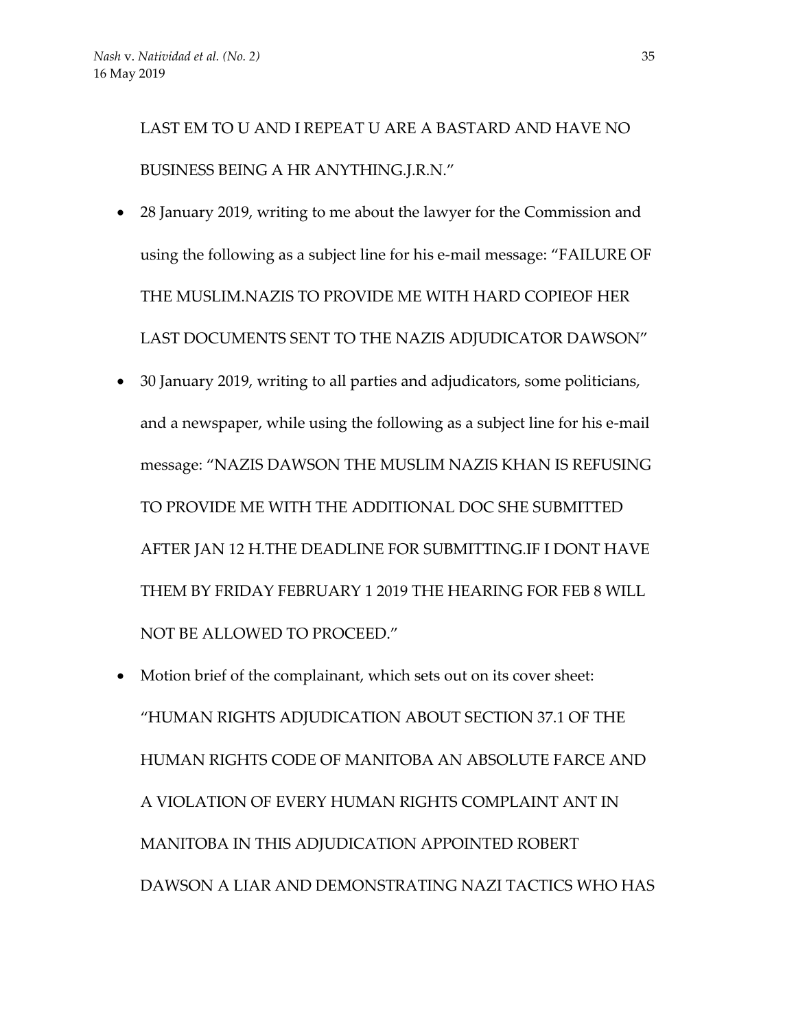LAST EM TO U AND I REPEAT U ARE A BASTARD AND HAVE NO BUSINESS BEING A HR ANYTHING.J.R.N."

- 28 January 2019, writing to me about the lawyer for the Commission and using the following as a subject line for his e-mail message: "FAILURE OF THE MUSLIM.NAZIS TO PROVIDE ME WITH HARD COPIEOF HER LAST DOCUMENTS SENT TO THE NAZIS ADJUDICATOR DAWSON"
- 30 January 2019, writing to all parties and adjudicators, some politicians, and a newspaper, while using the following as a subject line for his e-mail message: "NAZIS DAWSON THE MUSLIM NAZIS KHAN IS REFUSING TO PROVIDE ME WITH THE ADDITIONAL DOC SHE SUBMITTED AFTER JAN 12 H.THE DEADLINE FOR SUBMITTING.IF I DONT HAVE THEM BY FRIDAY FEBRUARY 1 2019 THE HEARING FOR FEB 8 WILL NOT BE ALLOWED TO PROCEED."
- Motion brief of the complainant, which sets out on its cover sheet: "HUMAN RIGHTS ADJUDICATION ABOUT SECTION 37.1 OF THE HUMAN RIGHTS CODE OF MANITOBA AN ABSOLUTE FARCE AND A VIOLATION OF EVERY HUMAN RIGHTS COMPLAINT ANT IN MANITOBA IN THIS ADJUDICATION APPOINTED ROBERT DAWSON A LIAR AND DEMONSTRATING NAZI TACTICS WHO HAS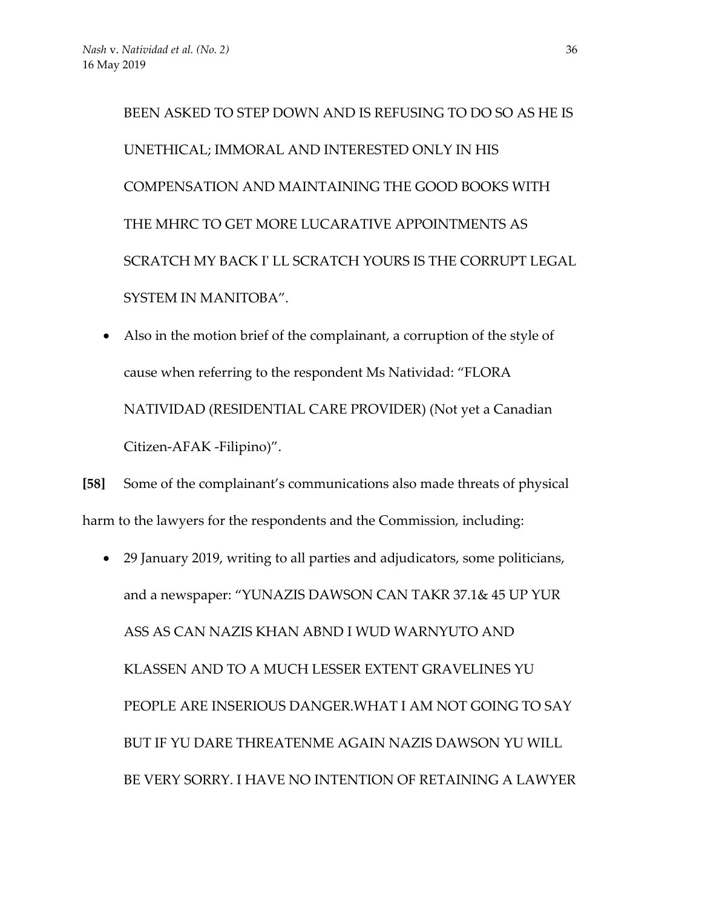BEEN ASKED TO STEP DOWN AND IS REFUSING TO DO SO AS HE IS UNETHICAL; IMMORAL AND INTERESTED ONLY IN HIS COMPENSATION AND MAINTAINING THE GOOD BOOKS WITH THE MHRC TO GET MORE LUCARATIVE APPOINTMENTS AS SCRATCH MY BACK I' LL SCRATCH YOURS IS THE CORRUPT LEGAL SYSTEM IN MANITOBA".

- Also in the motion brief of the complainant, a corruption of the style of cause when referring to the respondent Ms Natividad: "FLORA NATIVIDAD (RESIDENTIAL CARE PROVIDER) (Not yet a Canadian Citizen-AFAK -Filipino)".

**[58]** Some of the complainant's communications also made threats of physical harm to the lawyers for the respondents and the Commission, including:

- 29 January 2019, writing to all parties and adjudicators, some politicians, and a newspaper: "YUNAZIS DAWSON CAN TAKR 37.1& 45 UP YUR ASS AS CAN NAZIS KHAN ABND I WUD WARNYUTO AND KLASSEN AND TO A MUCH LESSER EXTENT GRAVELINES YU PEOPLE ARE INSERIOUS DANGER.WHAT I AM NOT GOING TO SAY BUT IF YU DARE THREATENME AGAIN NAZIS DAWSON YU WILL BE VERY SORRY. I HAVE NO INTENTION OF RETAINING A LAWYER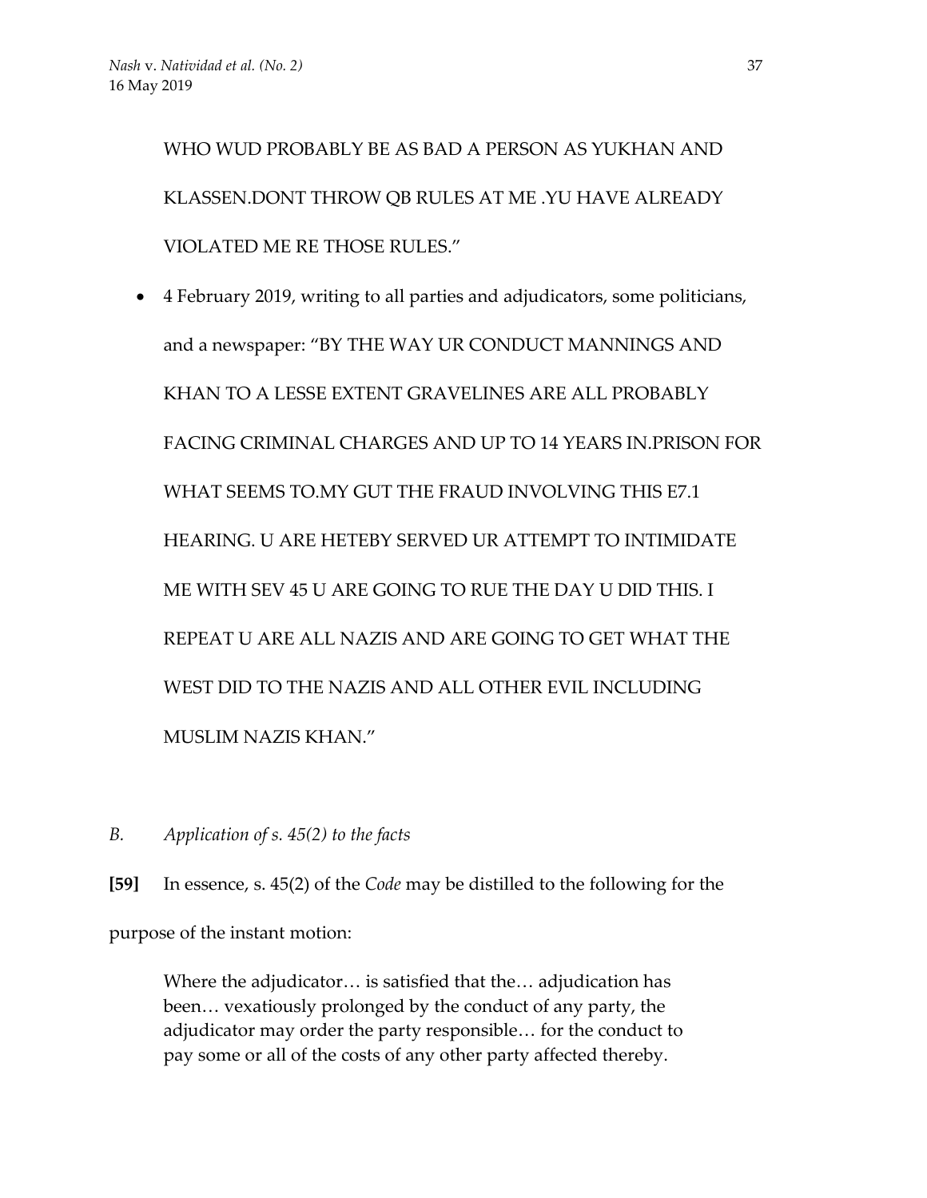WHO WUD PROBABLY BE AS BAD A PERSON AS YUKHAN AND KLASSEN.DONT THROW QB RULES AT ME .YU HAVE ALREADY VIOLATED ME RE THOSE RULES."

- 4 February 2019, writing to all parties and adjudicators, some politicians, and a newspaper: "BY THE WAY UR CONDUCT MANNINGS AND KHAN TO A LESSE EXTENT GRAVELINES ARE ALL PROBABLY FACING CRIMINAL CHARGES AND UP TO 14 YEARS IN.PRISON FOR WHAT SEEMS TO.MY GUT THE FRAUD INVOLVING THIS E7.1 HEARING. U ARE HETEBY SERVED UR ATTEMPT TO INTIMIDATE ME WITH SEV 45 U ARE GOING TO RUE THE DAY U DID THIS. I REPEAT U ARE ALL NAZIS AND ARE GOING TO GET WHAT THE WEST DID TO THE NAZIS AND ALL OTHER EVIL INCLUDING MUSLIM NAZIS KHAN."

### *B. Application of s. 45(2) to the facts*

**[59]** In essence, s. 45(2) of the *Code* may be distilled to the following for the purpose of the instant motion:

> Where the adjudicator… is satisfied that the… adjudication has been… vexatiously prolonged by the conduct of any party, the adjudicator may order the party responsible… for the conduct to pay some or all of the costs of any other party affected thereby.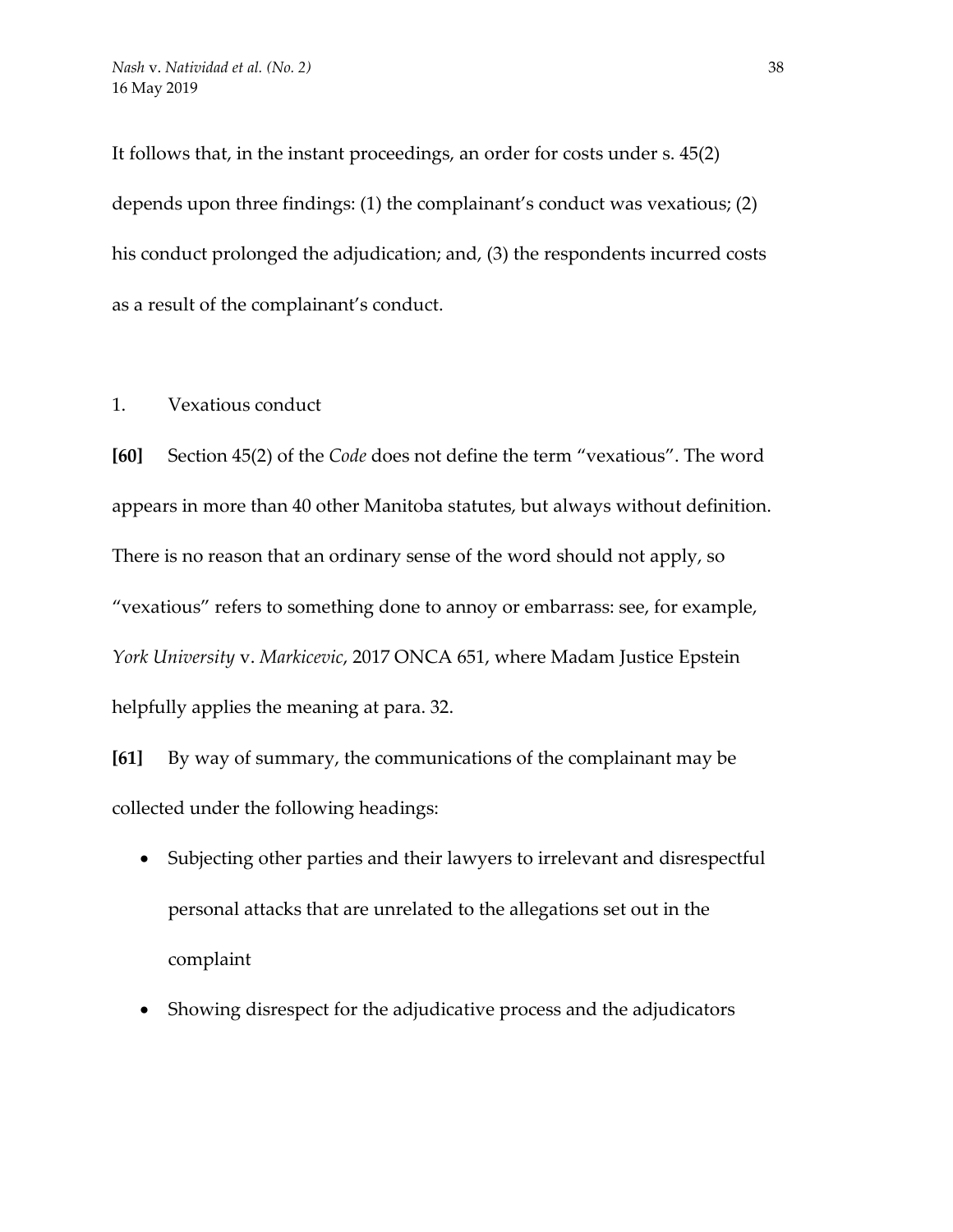It follows that, in the instant proceedings, an order for costs under s. 45(2) depends upon three findings: (1) the complainant's conduct was vexatious; (2) his conduct prolonged the adjudication; and, (3) the respondents incurred costs as a result of the complainant's conduct.

1. Vexatious conduct

**[60]** Section 45(2) of the *Code* does not define the term "vexatious". The word appears in more than 40 other Manitoba statutes, but always without definition. There is no reason that an ordinary sense of the word should not apply, so "vexatious" refers to something done to annoy or embarrass: see, for example, *York University* v. *Markicevic*, 2017 ONCA 651, where Madam Justice Epstein helpfully applies the meaning at para. 32.

**[61]** By way of summary, the communications of the complainant may be collected under the following headings:

- Subjecting other parties and their lawyers to irrelevant and disrespectful personal attacks that are unrelated to the allegations set out in the complaint
- Showing disrespect for the adjudicative process and the adjudicators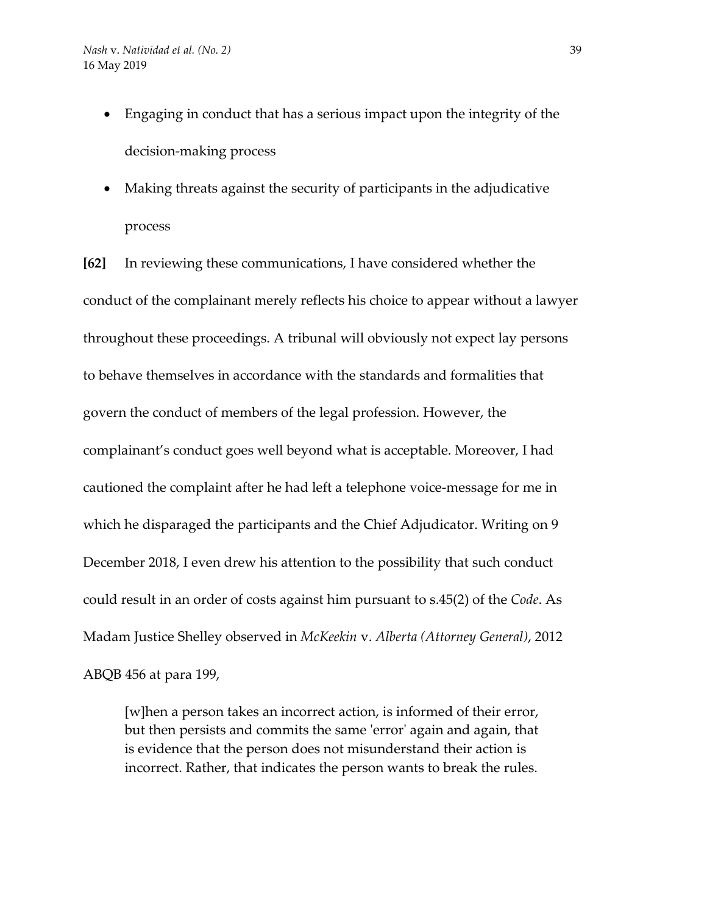- Engaging in conduct that has a serious impact upon the integrity of the decision-making process
- Making threats against the security of participants in the adjudicative process

**[62]** In reviewing these communications, I have considered whether the conduct of the complainant merely reflects his choice to appear without a lawyer throughout these proceedings. A tribunal will obviously not expect lay persons to behave themselves in accordance with the standards and formalities that govern the conduct of members of the legal profession. However, the complainant's conduct goes well beyond what is acceptable. Moreover, I had cautioned the complaint after he had left a telephone voice-message for me in which he disparaged the participants and the Chief Adjudicator. Writing on 9 December 2018, I even drew his attention to the possibility that such conduct could result in an order of costs against him pursuant to s.45(2) of the *Code*. As Madam Justice Shelley observed in *McKeekin* v. *Alberta (Attorney General)*, 2012 ABQB 456 at para 199,

> [w]hen a person takes an incorrect action, is informed of their error, but then persists and commits the same 'error' again and again, that is evidence that the person does not misunderstand their action is incorrect. Rather, that indicates the person wants to break the rules.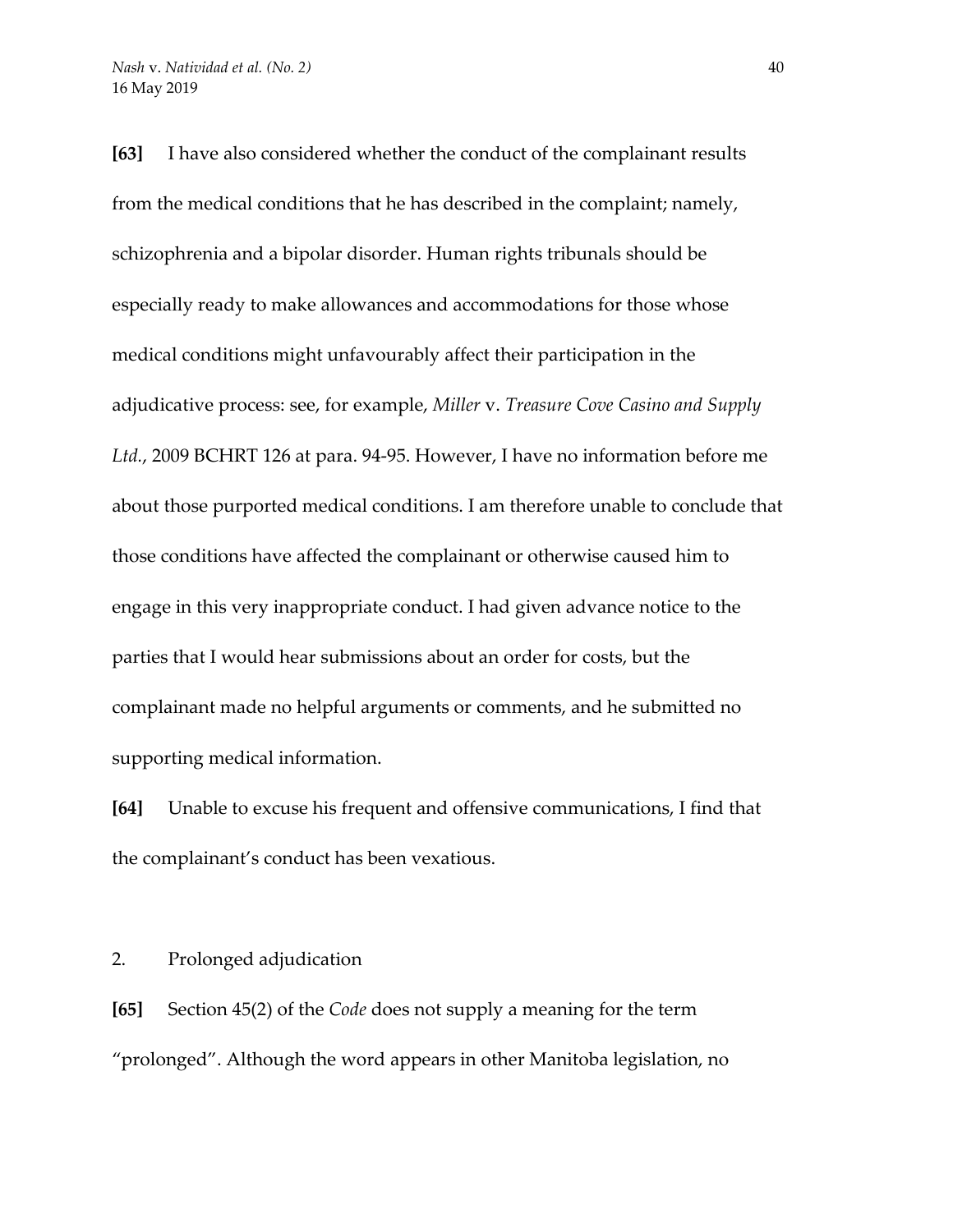**[63]** I have also considered whether the conduct of the complainant results from the medical conditions that he has described in the complaint; namely, schizophrenia and a bipolar disorder. Human rights tribunals should be especially ready to make allowances and accommodations for those whose medical conditions might unfavourably affect their participation in the adjudicative process: see, for example, *Miller* v. *Treasure Cove Casino and Supply Ltd.*, 2009 BCHRT 126 at para. 94-95. However, I have no information before me about those purported medical conditions. I am therefore unable to conclude that those conditions have affected the complainant or otherwise caused him to engage in this very inappropriate conduct. I had given advance notice to the parties that I would hear submissions about an order for costs, but the complainant made no helpful arguments or comments, and he submitted no supporting medical information.

**[64]** Unable to excuse his frequent and offensive communications, I find that the complainant's conduct has been vexatious.

2. Prolonged adjudication

**[65]** Section 45(2) of the *Code* does not supply a meaning for the term "prolonged". Although the word appears in other Manitoba legislation, no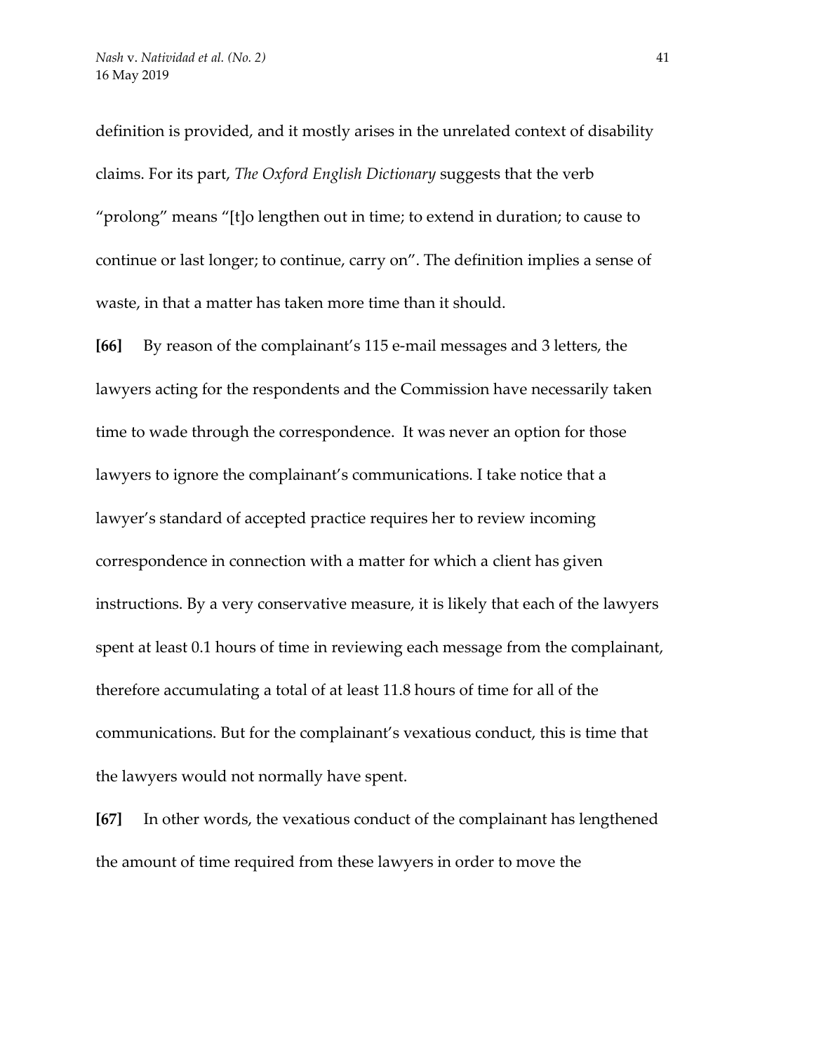definition is provided, and it mostly arises in the unrelated context of disability claims. For its part, *The Oxford English Dictionary* suggests that the verb "prolong" means "[t]o lengthen out in time; to extend in duration; to cause to continue or last longer; to continue, carry on". The definition implies a sense of waste, in that a matter has taken more time than it should.

**[66]** By reason of the complainant's 115 e-mail messages and 3 letters, the lawyers acting for the respondents and the Commission have necessarily taken time to wade through the correspondence. It was never an option for those lawyers to ignore the complainant's communications. I take notice that a lawyer's standard of accepted practice requires her to review incoming correspondence in connection with a matter for which a client has given instructions. By a very conservative measure, it is likely that each of the lawyers spent at least 0.1 hours of time in reviewing each message from the complainant, therefore accumulating a total of at least 11.8 hours of time for all of the communications. But for the complainant's vexatious conduct, this is time that the lawyers would not normally have spent.

**[67]** In other words, the vexatious conduct of the complainant has lengthened the amount of time required from these lawyers in order to move the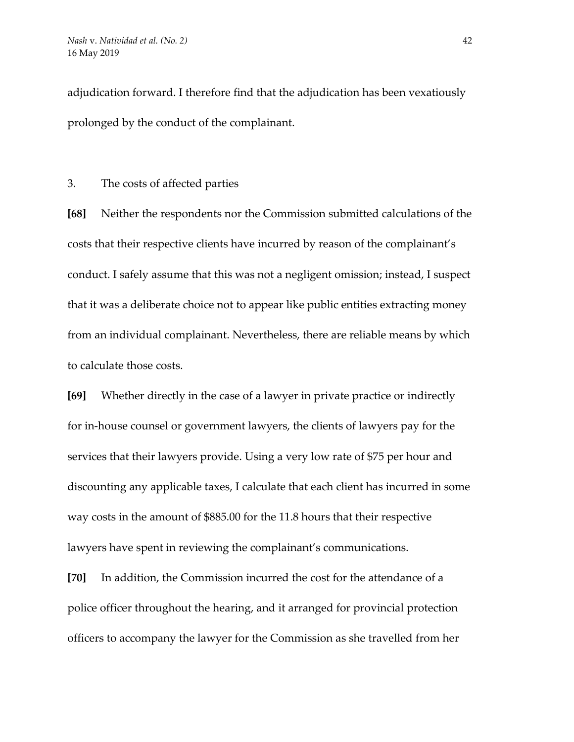adjudication forward. I therefore find that the adjudication has been vexatiously prolonged by the conduct of the complainant.

3. The costs of affected parties

**[68]** Neither the respondents nor the Commission submitted calculations of the costs that their respective clients have incurred by reason of the complainant's conduct. I safely assume that this was not a negligent omission; instead, I suspect that it was a deliberate choice not to appear like public entities extracting money from an individual complainant. Nevertheless, there are reliable means by which to calculate those costs.

**[69]** Whether directly in the case of a lawyer in private practice or indirectly for in-house counsel or government lawyers, the clients of lawyers pay for the services that their lawyers provide. Using a very low rate of $75 per hour and discounting any applicable taxes, I calculate that each client has incurred in some way costs in the amount of $885.00 for the 11.8 hours that their respective lawyers have spent in reviewing the complainant's communications.

**[70]** In addition, the Commission incurred the cost for the attendance of a police officer throughout the hearing, and it arranged for provincial protection officers to accompany the lawyer for the Commission as she travelled from her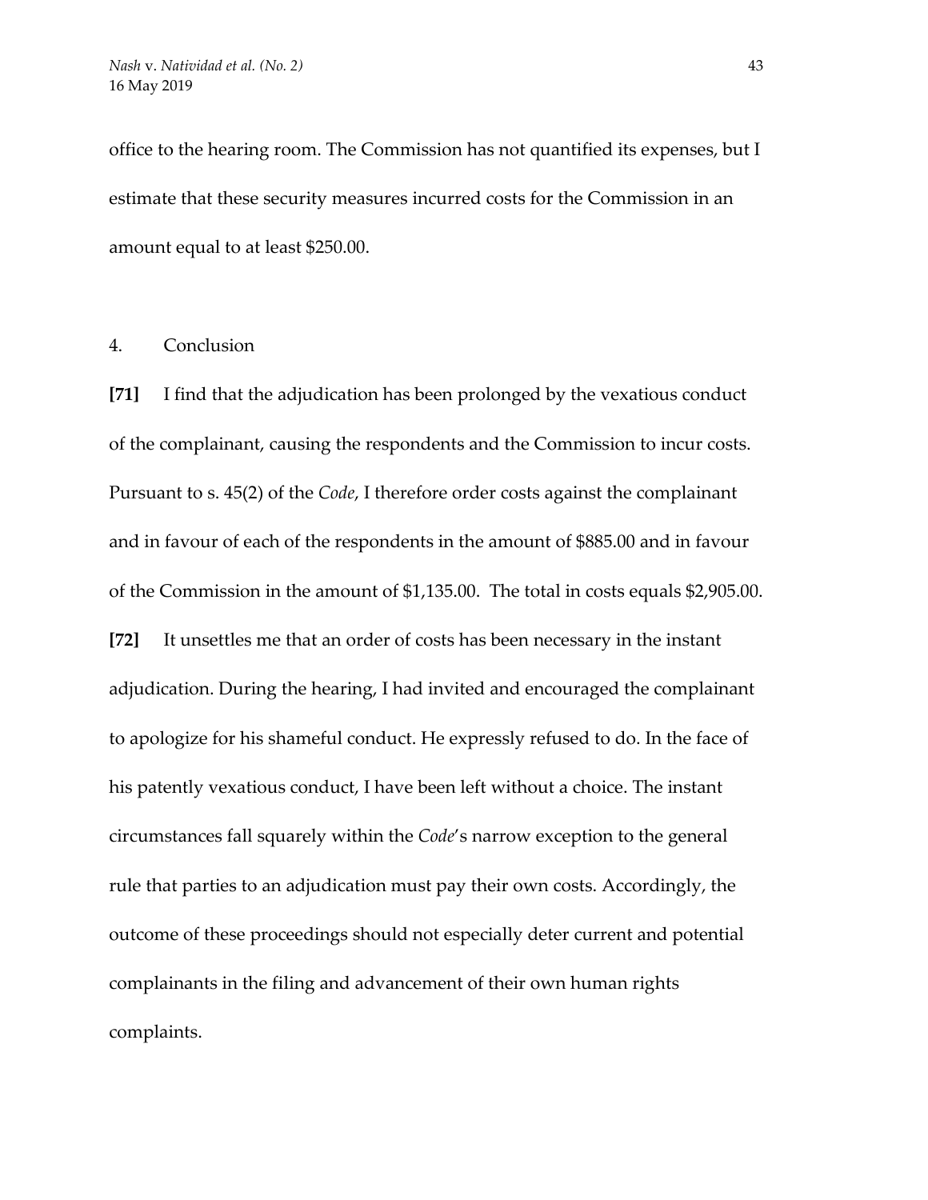office to the hearing room. The Commission has not quantified its expenses, but I estimate that these security measures incurred costs for the Commission in an amount equal to at least $250.00.

4. Conclusion

**[71]** I find that the adjudication has been prolonged by the vexatious conduct of the complainant, causing the respondents and the Commission to incur costs. Pursuant to s. 45(2) of the *Code*, I therefore order costs against the complainant and in favour of each of the respondents in the amount of $885.00 and in favour of the Commission in the amount of $1,135.00. The total in costs equals $2,905.00.

**[72]** It unsettles me that an order of costs has been necessary in the instant adjudication. During the hearing, I had invited and encouraged the complainant to apologize for his shameful conduct. He expressly refused to do. In the face of his patently vexatious conduct, I have been left without a choice. The instant circumstances fall squarely within the *Code*'s narrow exception to the general rule that parties to an adjudication must pay their own costs. Accordingly, the outcome of these proceedings should not especially deter current and potential complainants in the filing and advancement of their own human rights complaints.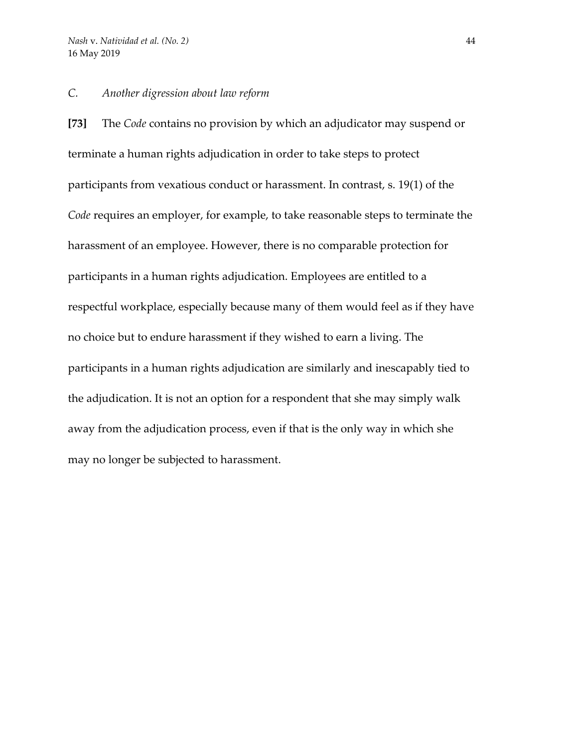## *C. Another digression about law reform*

**[73]** The *Code* contains no provision by which an adjudicator may suspend or terminate a human rights adjudication in order to take steps to protect participants from vexatious conduct or harassment. In contrast, s. 19(1) of the *Code* requires an employer, for example, to take reasonable steps to terminate the harassment of an employee. However, there is no comparable protection for participants in a human rights adjudication. Employees are entitled to a respectful workplace, especially because many of them would feel as if they have no choice but to endure harassment if they wished to earn a living. The participants in a human rights adjudication are similarly and inescapably tied to the adjudication. It is not an option for a respondent that she may simply walk away from the adjudication process, even if that is the only way in which she may no longer be subjected to harassment.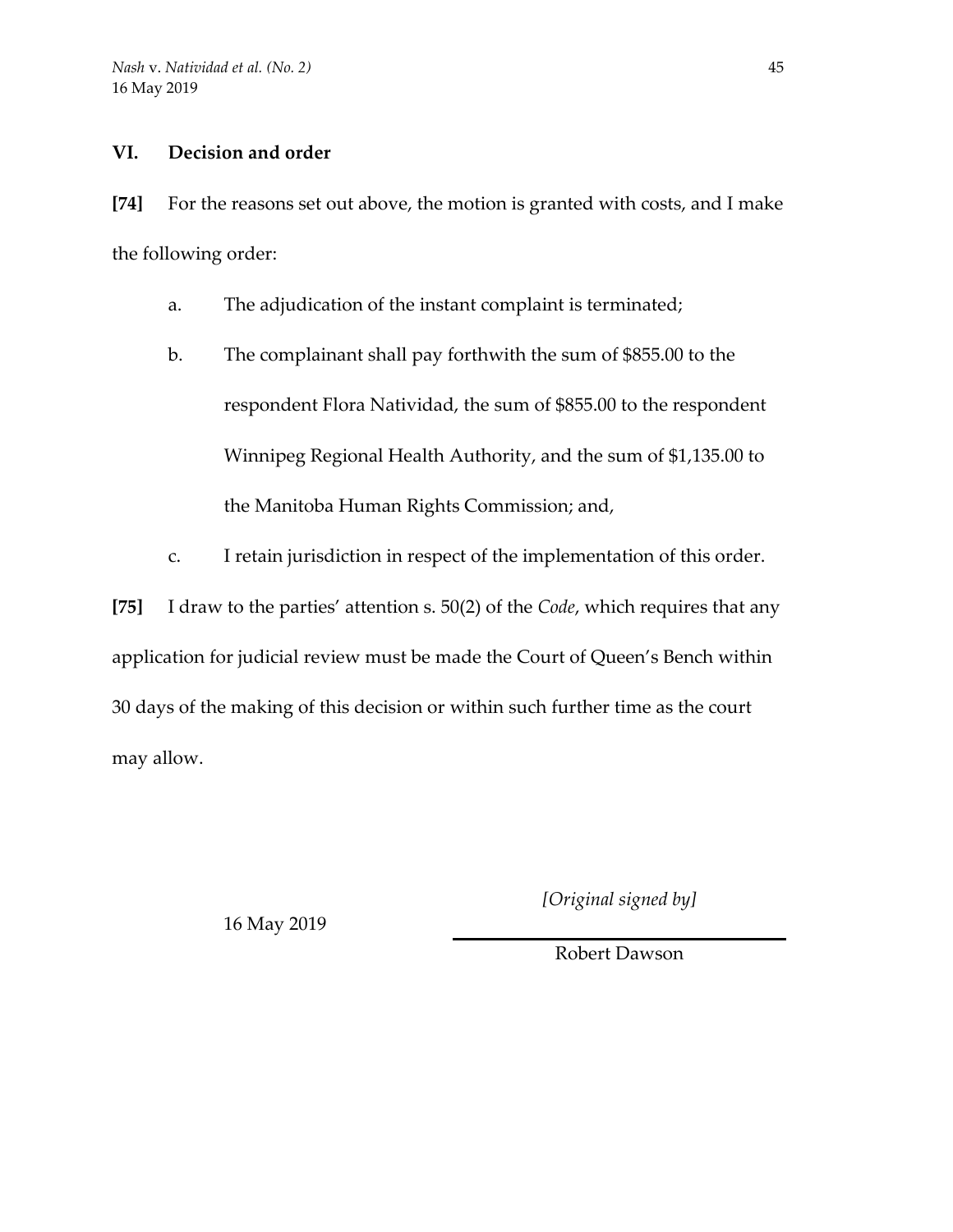## VI. Decision and order

**[74]** For the reasons set out above, the motion is granted with costs, and I make the following order:

a. The adjudication of the instant complaint is terminated;

b. The complainant shall pay forthwith the sum of $855.00 to the respondent Flora Natividad, the sum of $855.00 to the respondent Winnipeg Regional Health Authority, and the sum of $1,135.00 to the Manitoba Human Rights Commission; and,

c. I retain jurisdiction in respect of the implementation of this order.

**[75]** I draw to the parties' attention s. 50(2) of the *Code*, which requires that any application for judicial review must be made the Court of Queen's Bench within 30 days of the making of this decision or within such further time as the court may allow.

16 May 2019

*[Original signed by]*

Robert Dawson